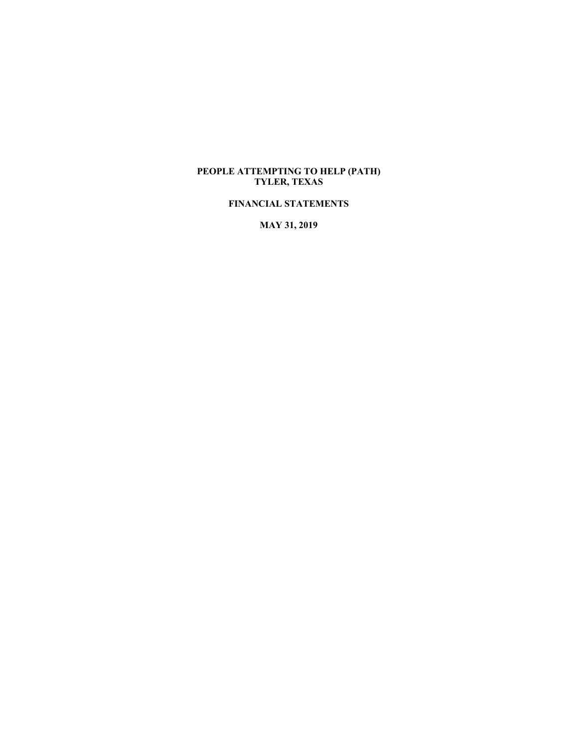# PEOPLE ATTEMPTING TO HELP (PATH)
# TYLER, TEXAS

## FINANCIAL STATEMENTS

## MAY 31, 2019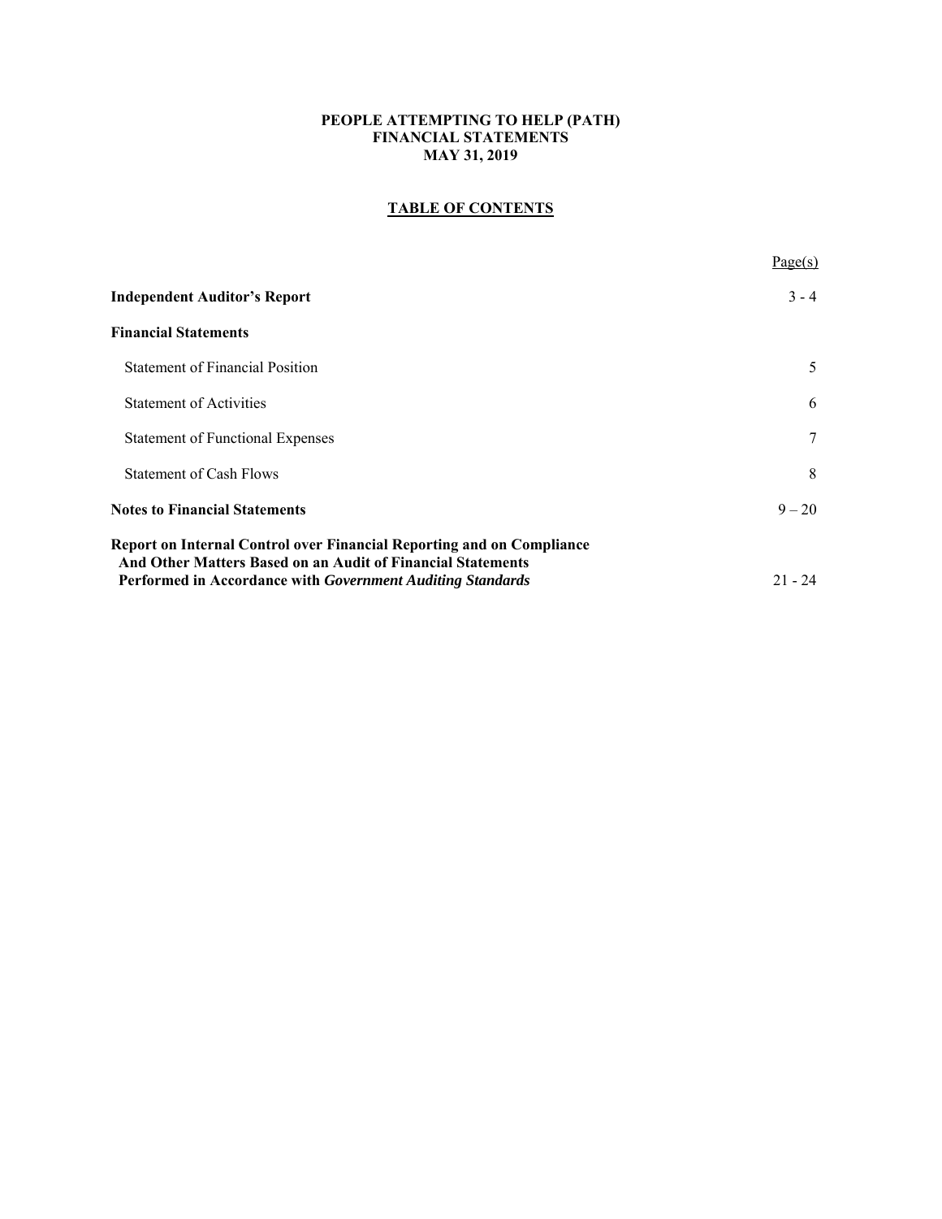**PEOPLE ATTEMPTING TO HELP (PATH)**
**FINANCIAL STATEMENTS**
**MAY 31, 2019**

## TABLE OF CONTENTS

| | Page(s) |
|---|---|
| **Independent Auditor's Report** | 3 - 4 |
| **Financial Statements** | |
| Statement of Financial Position | 5 |
| Statement of Activities | 6 |
| Statement of Functional Expenses | 7 |
| Statement of Cash Flows | 8 |
| **Notes to Financial Statements** | 9 – 20 |
| **Report on Internal Control over Financial Reporting and on Compliance And Other Matters Based on an Audit of Financial Statements Performed in Accordance with *Government Auditing Standards*** | 21 - 24 |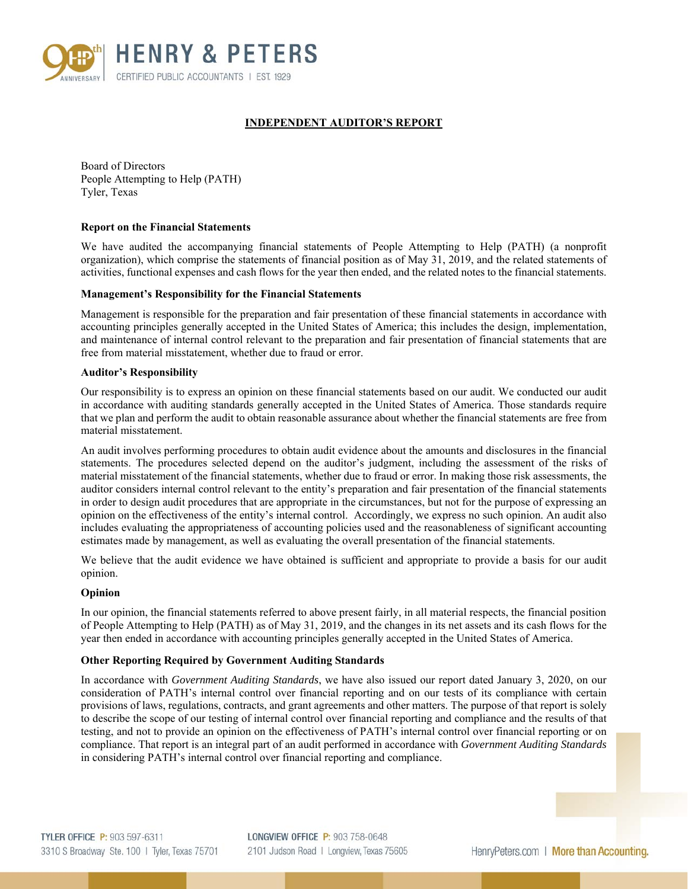# INDEPENDENT AUDITOR'S REPORT

Board of Directors
People Attempting to Help (PATH)
Tyler, Texas

**Report on the Financial Statements**

We have audited the accompanying financial statements of People Attempting to Help (PATH) (a nonprofit organization), which comprise the statements of financial position as of May 31, 2019, and the related statements of activities, functional expenses and cash flows for the year then ended, and the related notes to the financial statements.

**Management's Responsibility for the Financial Statements**

Management is responsible for the preparation and fair presentation of these financial statements in accordance with accounting principles generally accepted in the United States of America; this includes the design, implementation, and maintenance of internal control relevant to the preparation and fair presentation of financial statements that are free from material misstatement, whether due to fraud or error.

**Auditor's Responsibility**

Our responsibility is to express an opinion on these financial statements based on our audit. We conducted our audit in accordance with auditing standards generally accepted in the United States of America. Those standards require that we plan and perform the audit to obtain reasonable assurance about whether the financial statements are free from material misstatement.

An audit involves performing procedures to obtain audit evidence about the amounts and disclosures in the financial statements. The procedures selected depend on the auditor's judgment, including the assessment of the risks of material misstatement of the financial statements, whether due to fraud or error. In making those risk assessments, the auditor considers internal control relevant to the entity's preparation and fair presentation of the financial statements in order to design audit procedures that are appropriate in the circumstances, but not for the purpose of expressing an opinion on the effectiveness of the entity's internal control. Accordingly, we express no such opinion. An audit also includes evaluating the appropriateness of accounting policies used and the reasonableness of significant accounting estimates made by management, as well as evaluating the overall presentation of the financial statements.

We believe that the audit evidence we have obtained is sufficient and appropriate to provide a basis for our audit opinion.

**Opinion**

In our opinion, the financial statements referred to above present fairly, in all material respects, the financial position of People Attempting to Help (PATH) as of May 31, 2019, and the changes in its net assets and its cash flows for the year then ended in accordance with accounting principles generally accepted in the United States of America.

**Other Reporting Required by Government Auditing Standards**

In accordance with *Government Auditing Standards*, we have also issued our report dated January 3, 2020, on our consideration of PATH's internal control over financial reporting and on our tests of its compliance with certain provisions of laws, regulations, contracts, and grant agreements and other matters. The purpose of that report is solely to describe the scope of our testing of internal control over financial reporting and compliance and the results of that testing, and not to provide an opinion on the effectiveness of PATH's internal control over financial reporting or on compliance. That report is an integral part of an audit performed in accordance with *Government Auditing Standards* in considering PATH's internal control over financial reporting and compliance.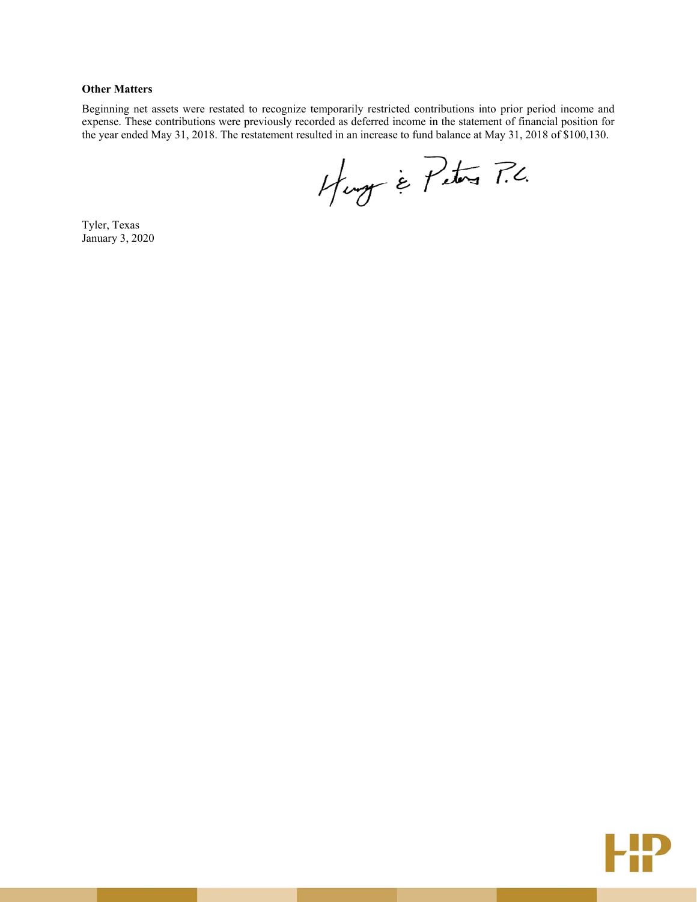**Other Matters**

Beginning net assets were restated to recognize temporarily restricted contributions into prior period income and expense. These contributions were previously recorded as deferred income in the statement of financial position for the year ended May 31, 2018. The restatement resulted in an increase to fund balance at May 31, 2018 of $100,130.

Henry & Peters P.C.

Tyler, Texas
January 3, 2020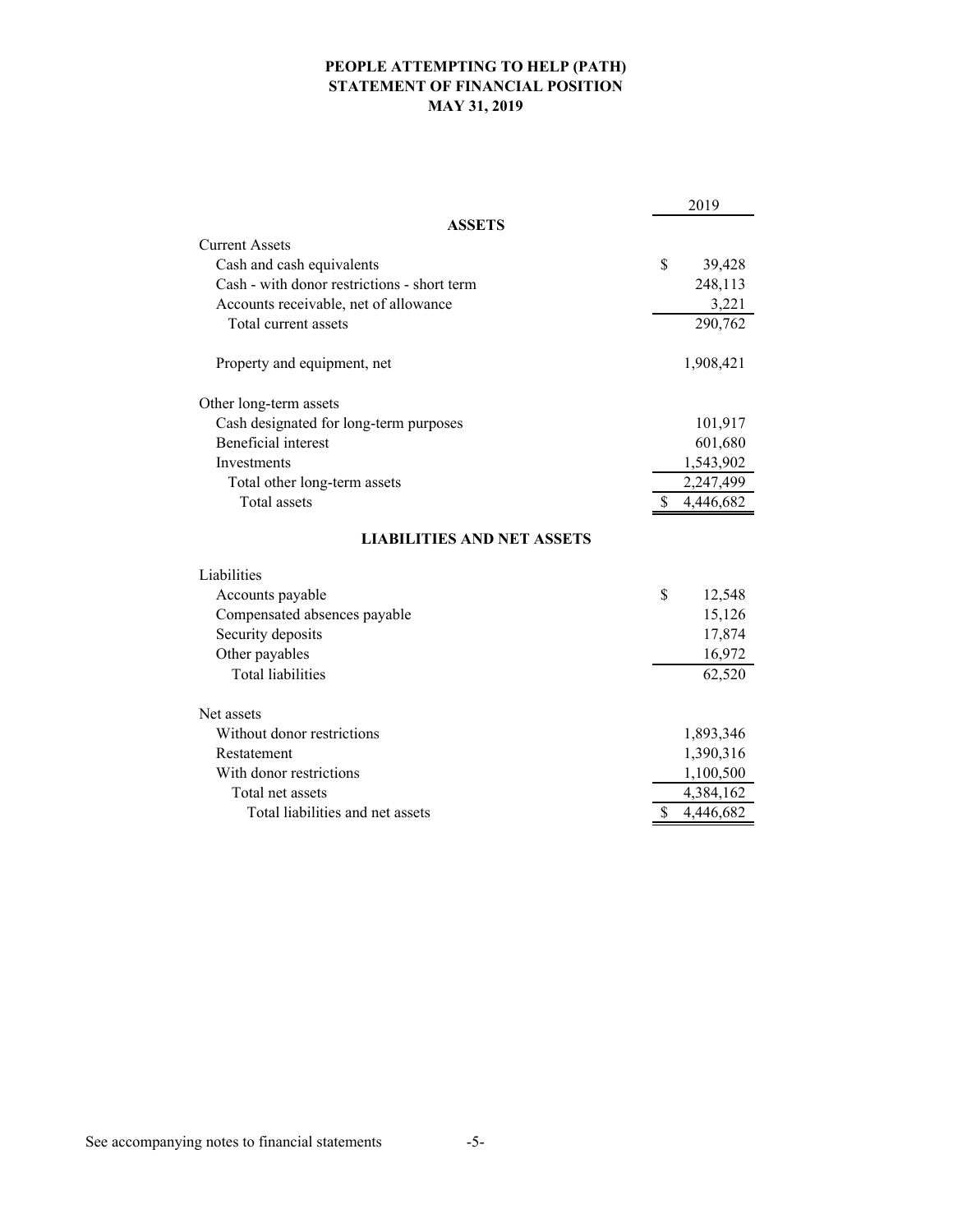# PEOPLE ATTEMPTING TO HELP (PATH)
## STATEMENT OF FINANCIAL POSITION
### MAY 31, 2019

| | 2019 |
|---|---|
| **ASSETS** | |
| Current Assets | |
| Cash and cash equivalents | $ 39,428 |
| Cash - with donor restrictions - short term | 248,113 |
| Accounts receivable, net of allowance | 3,221 |
| Total current assets | 290,762 |
| | |
| Property and equipment, net | 1,908,421 |
| | |
| Other long-term assets | |
| Cash designated for long-term purposes | 101,917 |
| Beneficial interest | 601,680 |
| Investments | 1,543,902 |
| Total other long-term assets | 2,247,499 |
| Total assets | $ 4,446,682 |
| | |
| **LIABILITIES AND NET ASSETS** | |
| Liabilities | |
| Accounts payable | $ 12,548 |
| Compensated absences payable | 15,126 |
| Security deposits | 17,874 |
| Other payables | 16,972 |
| Total liabilities | 62,520 |
| | |
| Net assets | |
| Without donor restrictions | 1,893,346 |
| Restatement | 1,390,316 |
| With donor restrictions | 1,100,500 |
| Total net assets | 4,384,162 |
| Total liabilities and net assets | $ 4,446,682 |

See accompanying notes to financial statements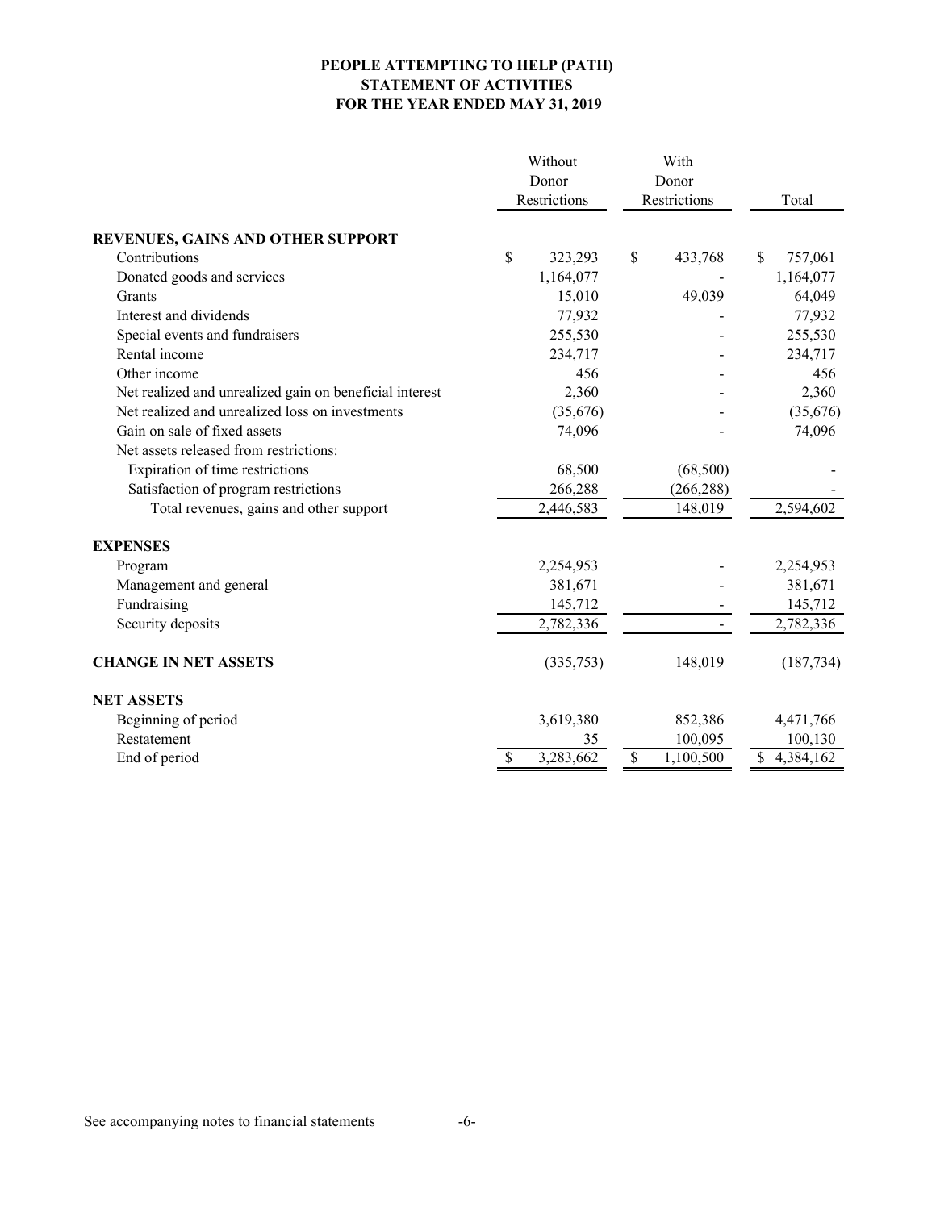# PEOPLE ATTEMPTING TO HELP (PATH)
## STATEMENT OF ACTIVITIES
## FOR THE YEAR ENDED MAY 31, 2019

| | Without Donor Restrictions | With Donor Restrictions | Total |
|---|---|---|---|
| **REVENUES, GAINS AND OTHER SUPPORT** | | | |
| Contributions | $ 323,293 | $ 433,768 | $ 757,061 |
| Donated goods and services | 1,164,077 | - | 1,164,077 |
| Grants | 15,010 | 49,039 | 64,049 |
| Interest and dividends | 77,932 | - | 77,932 |
| Special events and fundraisers | 255,530 | - | 255,530 |
| Rental income | 234,717 | - | 234,717 |
| Other income | 456 | - | 456 |
| Net realized and unrealized gain on beneficial interest | 2,360 | - | 2,360 |
| Net realized and unrealized loss on investments | (35,676) | - | (35,676) |
| Gain on sale of fixed assets | 74,096 | - | 74,096 |
| Net assets released from restrictions: | | | |
| Expiration of time restrictions | 68,500 | (68,500) | - |
| Satisfaction of program restrictions | 266,288 | (266,288) | - |
| Total revenues, gains and other support | 2,446,583 | 148,019 | 2,594,602 |
| **EXPENSES** | | | |
| Program | 2,254,953 | - | 2,254,953 |
| Management and general | 381,671 | - | 381,671 |
| Fundraising | 145,712 | - | 145,712 |
| Security deposits | 2,782,336 | - | 2,782,336 |
| **CHANGE IN NET ASSETS** | (335,753) | 148,019 | (187,734) |
| **NET ASSETS** | | | |
| Beginning of period | 3,619,380 | 852,386 | 4,471,766 |
| Restatement | 35 | 100,095 | 100,130 |
| End of period | $ 3,283,662 | $ 1,100,500 | $ 4,384,162 |

See accompanying notes to financial statements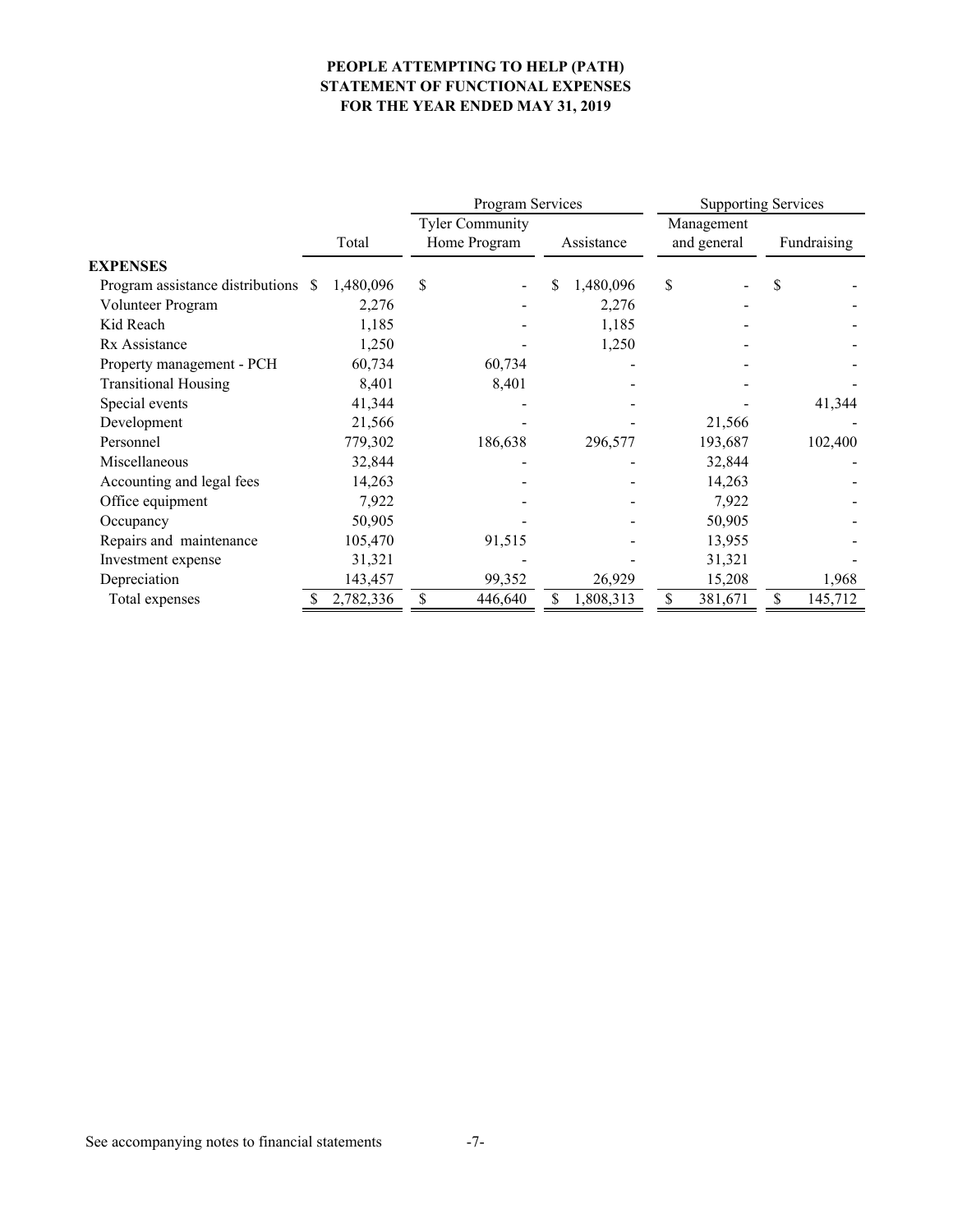# PEOPLE ATTEMPTING TO HELP (PATH)
## STATEMENT OF FUNCTIONAL EXPENSES
### FOR THE YEAR ENDED MAY 31, 2019

| | | Program Services | | Supporting Services | |
|---|---|---|---|---|---|
| | Total | Tyler Community Home Program | Assistance | Management and general | Fundraising |
| **EXPENSES** | | | | | |
| Program assistance distributions | $ 1,480,096 | $ - | $ 1,480,096 | $ - | $ - |
| Volunteer Program | 2,276 | - | 2,276 | - | - |
| Kid Reach | 1,185 | - | 1,185 | - | - |
| Rx Assistance | 1,250 | - | 1,250 | - | - |
| Property management - PCH | 60,734 | 60,734 | - | - | - |
| Transitional Housing | 8,401 | 8,401 | - | - | - |
| Special events | 41,344 | - | - | - | 41,344 |
| Development | 21,566 | - | - | 21,566 | - |
| Personnel | 779,302 | 186,638 | 296,577 | 193,687 | 102,400 |
| Miscellaneous | 32,844 | - | - | 32,844 | - |
| Accounting and legal fees | 14,263 | - | - | 14,263 | - |
| Office equipment | 7,922 | - | - | 7,922 | - |
| Occupancy | 50,905 | - | - | 50,905 | - |
| Repairs and maintenance | 105,470 | 91,515 | - | 13,955 | - |
| Investment expense | 31,321 | - | - | 31,321 | - |
| Depreciation | 143,457 | 99,352 | 26,929 | 15,208 | 1,968 |
| Total expenses | $ 2,782,336 | $ 446,640 | $ 1,808,313 | $ 381,671 | $ 145,712 |

See accompanying notes to financial statements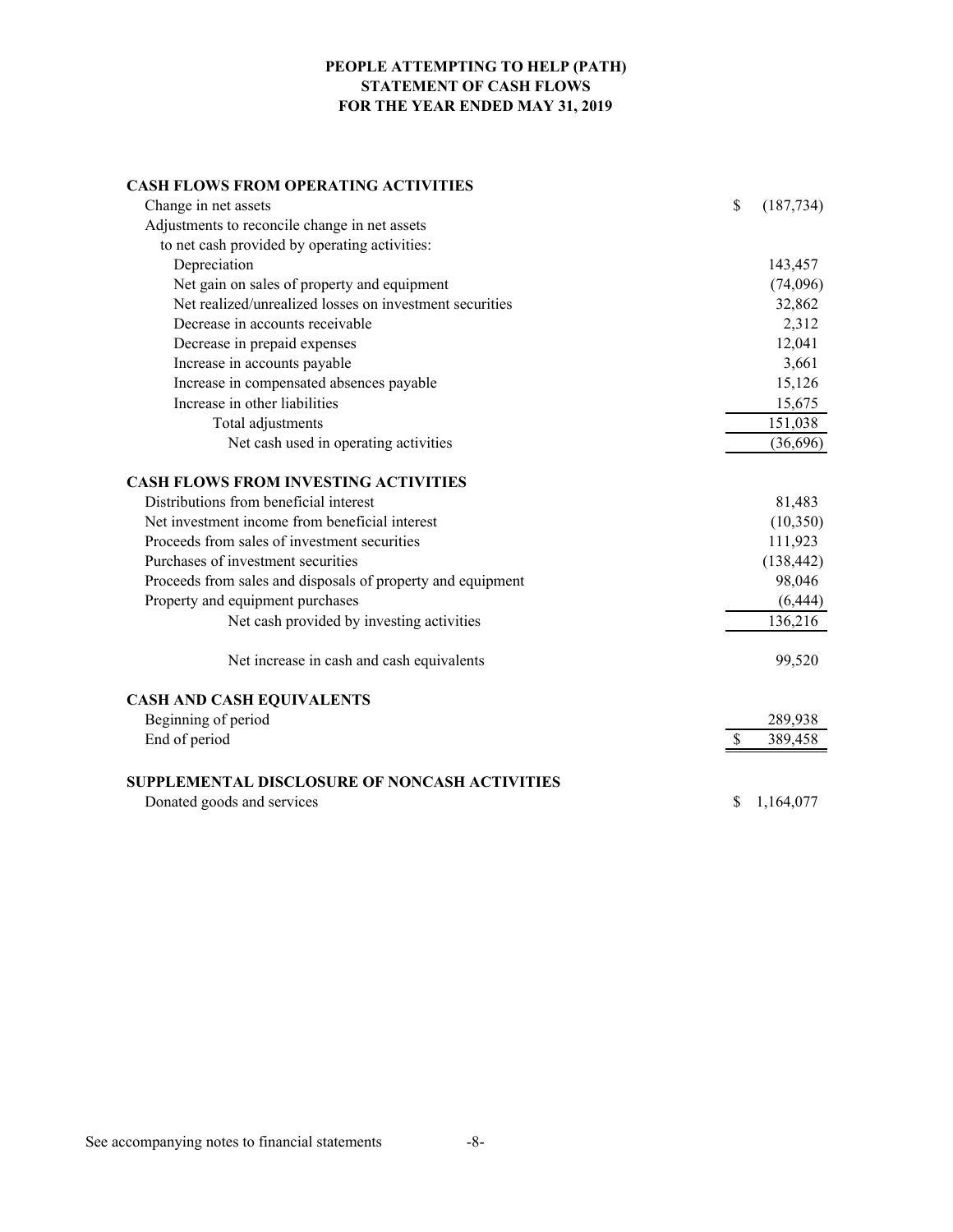# PEOPLE ATTEMPTING TO HELP (PATH)
## STATEMENT OF CASH FLOWS
## FOR THE YEAR ENDED MAY 31, 2019

| | |
|---|---|
| **CASH FLOWS FROM OPERATING ACTIVITIES** | |
| Change in net assets | $ (187,734) |
| Adjustments to reconcile change in net assets to net cash provided by operating activities: | |
| Depreciation | 143,457 |
| Net gain on sales of property and equipment | (74,096) |
| Net realized/unrealized losses on investment securities | 32,862 |
| Decrease in accounts receivable | 2,312 |
| Decrease in prepaid expenses | 12,041 |
| Increase in accounts payable | 3,661 |
| Increase in compensated absences payable | 15,126 |
| Increase in other liabilities | 15,675 |
| Total adjustments | 151,038 |
| Net cash used in operating activities | (36,696) |
| **CASH FLOWS FROM INVESTING ACTIVITIES** | |
| Distributions from beneficial interest | 81,483 |
| Net investment income from beneficial interest | (10,350) |
| Proceeds from sales of investment securities | 111,923 |
| Purchases of investment securities | (138,442) |
| Proceeds from sales and disposals of property and equipment | 98,046 |
| Property and equipment purchases | (6,444) |
| Net cash provided by investing activities | 136,216 |
| Net increase in cash and cash equivalents | 99,520 |
| **CASH AND CASH EQUIVALENTS** | |
| Beginning of period | 289,938 |
| End of period | $ 389,458 |
| **SUPPLEMENTAL DISCLOSURE OF NONCASH ACTIVITIES** | |
| Donated goods and services | $ 1,164,077 |

See accompanying notes to financial statements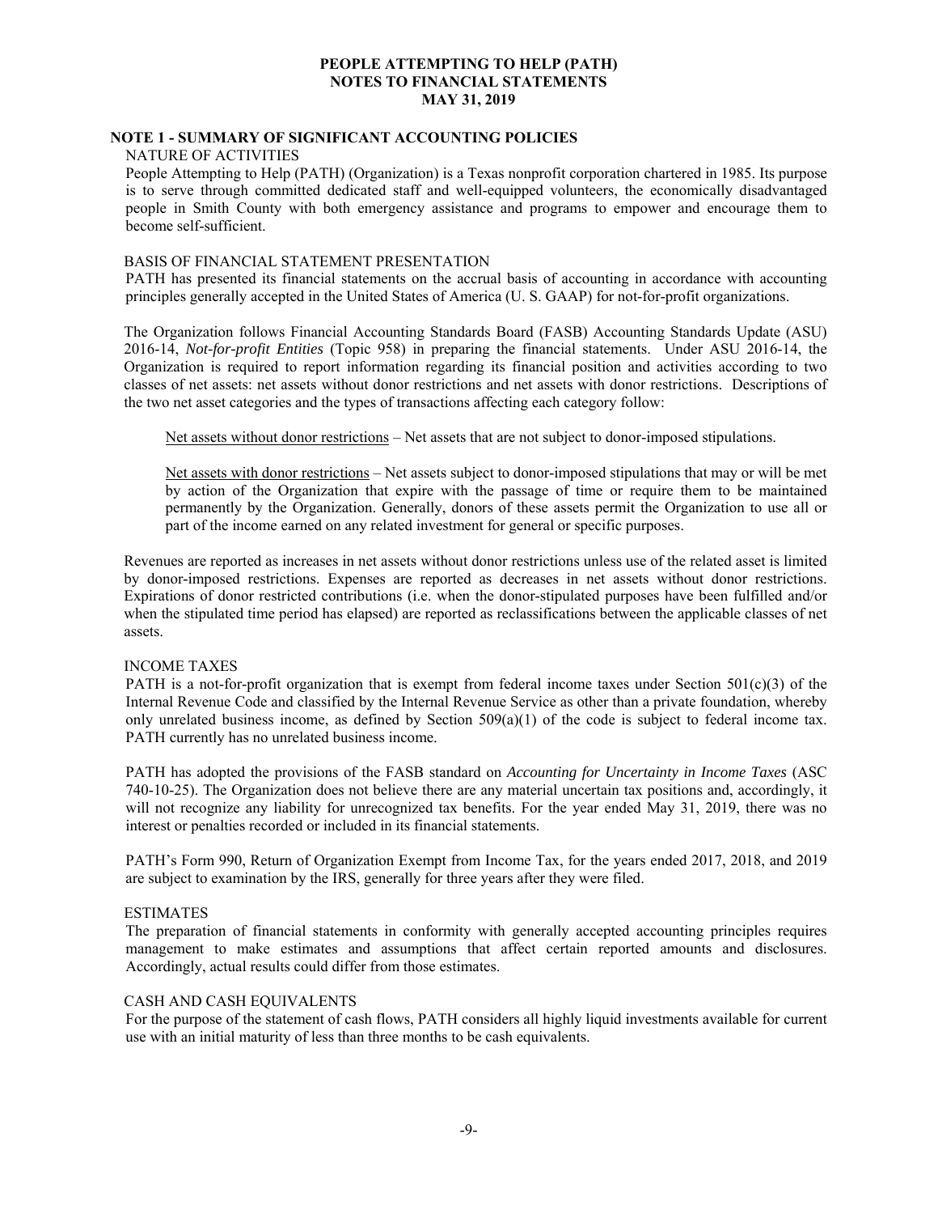# PEOPLE ATTEMPTING TO HELP (PATH)
# NOTES TO FINANCIAL STATEMENTS
# MAY 31, 2019

## NOTE 1 - SUMMARY OF SIGNIFICANT ACCOUNTING POLICIES

### NATURE OF ACTIVITIES

People Attempting to Help (PATH) (Organization) is a Texas nonprofit corporation chartered in 1985. Its purpose is to serve through committed dedicated staff and well-equipped volunteers, the economically disadvantaged people in Smith County with both emergency assistance and programs to empower and encourage them to become self-sufficient.

### BASIS OF FINANCIAL STATEMENT PRESENTATION

PATH has presented its financial statements on the accrual basis of accounting in accordance with accounting principles generally accepted in the United States of America (U. S. GAAP) for not-for-profit organizations.

The Organization follows Financial Accounting Standards Board (FASB) Accounting Standards Update (ASU) 2016-14, *Not-for-profit Entities* (Topic 958) in preparing the financial statements. Under ASU 2016-14, the Organization is required to report information regarding its financial position and activities according to two classes of net assets: net assets without donor restrictions and net assets with donor restrictions. Descriptions of the two net asset categories and the types of transactions affecting each category follow:

Net assets without donor restrictions – Net assets that are not subject to donor-imposed stipulations.

Net assets with donor restrictions – Net assets subject to donor-imposed stipulations that may or will be met by action of the Organization that expire with the passage of time or require them to be maintained permanently by the Organization. Generally, donors of these assets permit the Organization to use all or part of the income earned on any related investment for general or specific purposes.

Revenues are reported as increases in net assets without donor restrictions unless use of the related asset is limited by donor-imposed restrictions. Expenses are reported as decreases in net assets without donor restrictions. Expirations of donor restricted contributions (i.e. when the donor-stipulated purposes have been fulfilled and/or when the stipulated time period has elapsed) are reported as reclassifications between the applicable classes of net assets.

### INCOME TAXES

PATH is a not-for-profit organization that is exempt from federal income taxes under Section 501(c)(3) of the Internal Revenue Code and classified by the Internal Revenue Service as other than a private foundation, whereby only unrelated business income, as defined by Section 509(a)(1) of the code is subject to federal income tax. PATH currently has no unrelated business income.

PATH has adopted the provisions of the FASB standard on *Accounting for Uncertainty in Income Taxes* (ASC 740-10-25). The Organization does not believe there are any material uncertain tax positions and, accordingly, it will not recognize any liability for unrecognized tax benefits. For the year ended May 31, 2019, there was no interest or penalties recorded or included in its financial statements.

PATH's Form 990, Return of Organization Exempt from Income Tax, for the years ended 2017, 2018, and 2019 are subject to examination by the IRS, generally for three years after they were filed.

### ESTIMATES

The preparation of financial statements in conformity with generally accepted accounting principles requires management to make estimates and assumptions that affect certain reported amounts and disclosures. Accordingly, actual results could differ from those estimates.

### CASH AND CASH EQUIVALENTS

For the purpose of the statement of cash flows, PATH considers all highly liquid investments available for current use with an initial maturity of less than three months to be cash equivalents.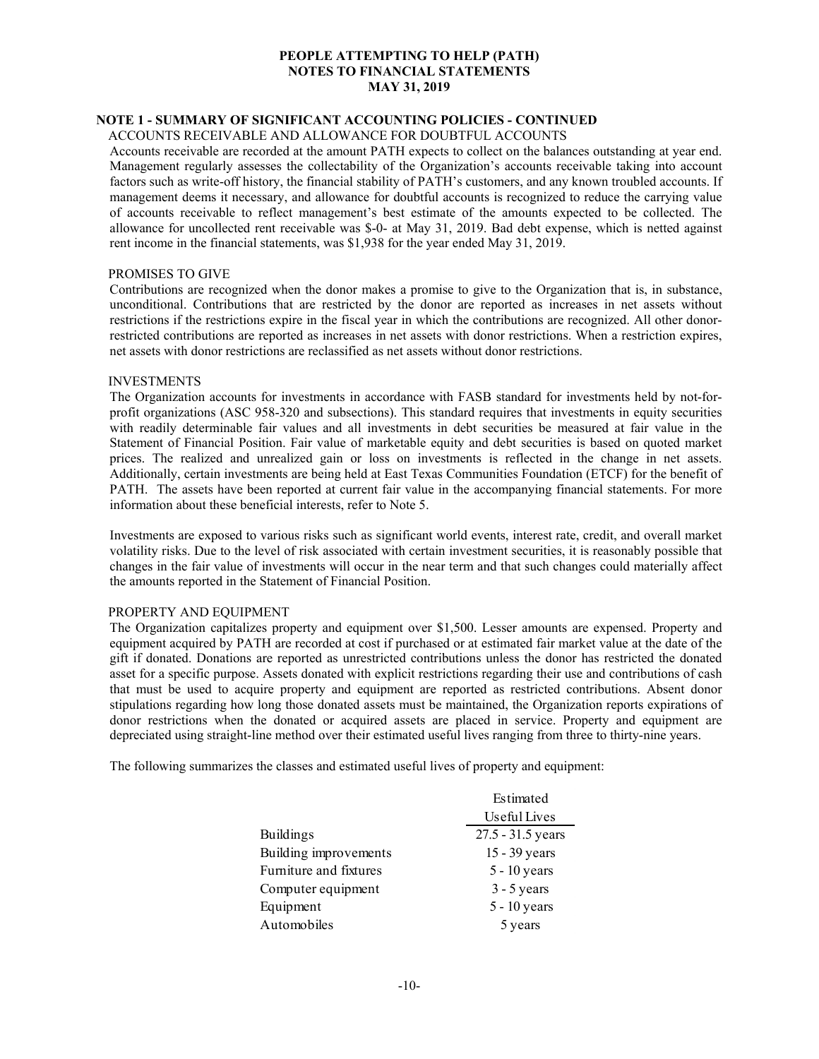# PEOPLE ATTEMPTING TO HELP (PATH)
## NOTES TO FINANCIAL STATEMENTS
## MAY 31, 2019

### NOTE 1 - SUMMARY OF SIGNIFICANT ACCOUNTING POLICIES - CONTINUED

ACCOUNTS RECEIVABLE AND ALLOWANCE FOR DOUBTFUL ACCOUNTS

Accounts receivable are recorded at the amount PATH expects to collect on the balances outstanding at year end. Management regularly assesses the collectability of the Organization's accounts receivable taking into account factors such as write-off history, the financial stability of PATH's customers, and any known troubled accounts. If management deems it necessary, and allowance for doubtful accounts is recognized to reduce the carrying value of accounts receivable to reflect management's best estimate of the amounts expected to be collected. The allowance for uncollected rent receivable was $-0- at May 31, 2019. Bad debt expense, which is netted against rent income in the financial statements, was $1,938 for the year ended May 31, 2019.

PROMISES TO GIVE

Contributions are recognized when the donor makes a promise to give to the Organization that is, in substance, unconditional. Contributions that are restricted by the donor are reported as increases in net assets without restrictions if the restrictions expire in the fiscal year in which the contributions are recognized. All other donor-restricted contributions are reported as increases in net assets with donor restrictions. When a restriction expires, net assets with donor restrictions are reclassified as net assets without donor restrictions.

INVESTMENTS

The Organization accounts for investments in accordance with FASB standard for investments held by not-for-profit organizations (ASC 958-320 and subsections). This standard requires that investments in equity securities with readily determinable fair values and all investments in debt securities be measured at fair value in the Statement of Financial Position. Fair value of marketable equity and debt securities is based on quoted market prices. The realized and unrealized gain or loss on investments is reflected in the change in net assets. Additionally, certain investments are being held at East Texas Communities Foundation (ETCF) for the benefit of PATH. The assets have been reported at current fair value in the accompanying financial statements. For more information about these beneficial interests, refer to Note 5.

Investments are exposed to various risks such as significant world events, interest rate, credit, and overall market volatility risks. Due to the level of risk associated with certain investment securities, it is reasonably possible that changes in the fair value of investments will occur in the near term and that such changes could materially affect the amounts reported in the Statement of Financial Position.

PROPERTY AND EQUIPMENT

The Organization capitalizes property and equipment over $1,500. Lesser amounts are expensed. Property and equipment acquired by PATH are recorded at cost if purchased or at estimated fair market value at the date of the gift if donated. Donations are reported as unrestricted contributions unless the donor has restricted the donated asset for a specific purpose. Assets donated with explicit restrictions regarding their use and contributions of cash that must be used to acquire property and equipment are reported as restricted contributions. Absent donor stipulations regarding how long those donated assets must be maintained, the Organization reports expirations of donor restrictions when the donated or acquired assets are placed in service. Property and equipment are depreciated using straight-line method over their estimated useful lives ranging from three to thirty-nine years.

The following summarizes the classes and estimated useful lives of property and equipment:

| | Estimated Useful Lives |
|---|---|
| Buildings | 27.5 - 31.5 years |
| Building improvements | 15 - 39 years |
| Furniture and fixtures | 5 - 10 years |
| Computer equipment | 3 - 5 years |
| Equipment | 5 - 10 years |
| Automobiles | 5 years |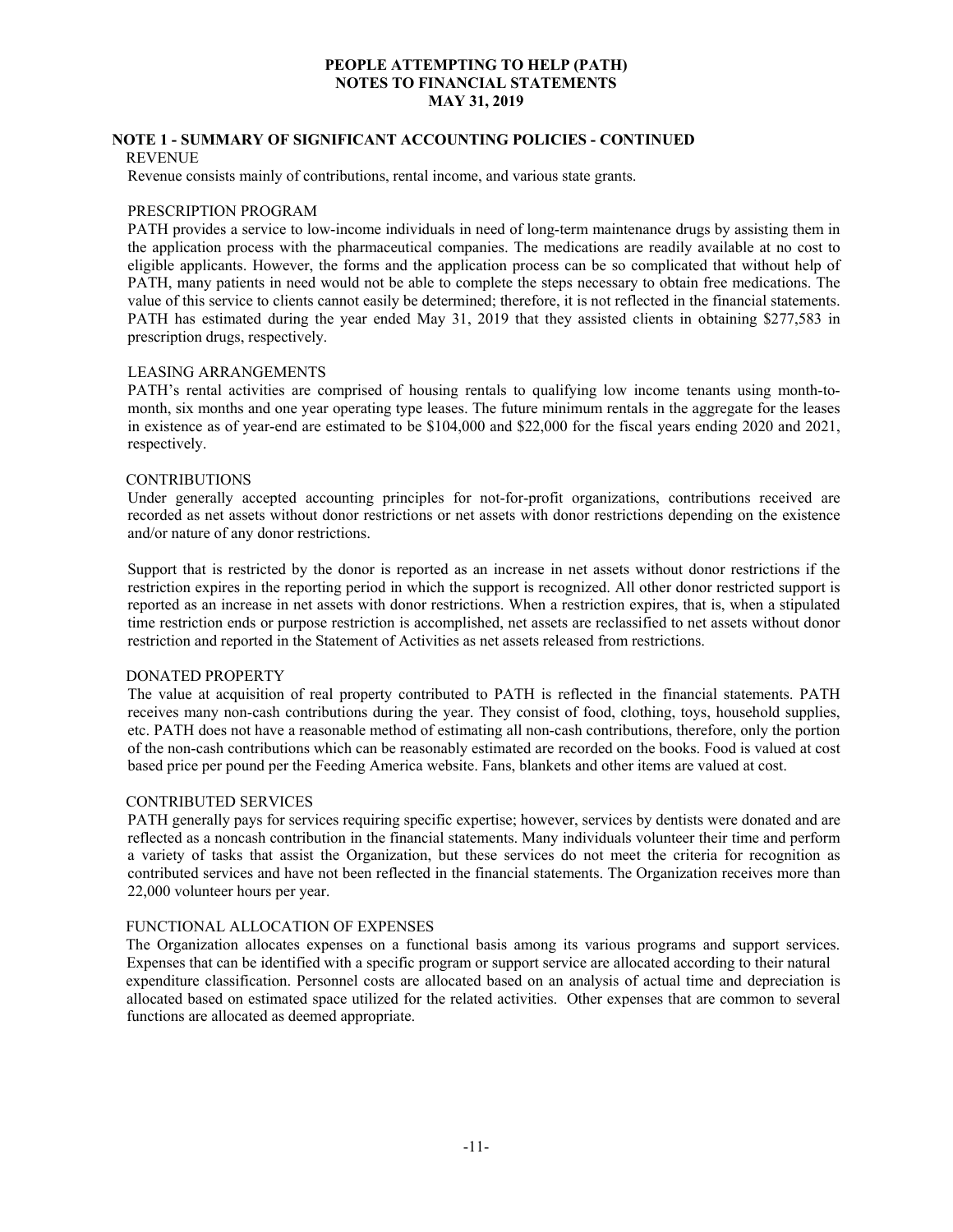# PEOPLE ATTEMPTING TO HELP (PATH)
# NOTES TO FINANCIAL STATEMENTS
# MAY 31, 2019

## NOTE 1 - SUMMARY OF SIGNIFICANT ACCOUNTING POLICIES - CONTINUED

### REVENUE

Revenue consists mainly of contributions, rental income, and various state grants.

### PRESCRIPTION PROGRAM

PATH provides a service to low-income individuals in need of long-term maintenance drugs by assisting them in the application process with the pharmaceutical companies. The medications are readily available at no cost to eligible applicants. However, the forms and the application process can be so complicated that without help of PATH, many patients in need would not be able to complete the steps necessary to obtain free medications. The value of this service to clients cannot easily be determined; therefore, it is not reflected in the financial statements. PATH has estimated during the year ended May 31, 2019 that they assisted clients in obtaining $277,583 in prescription drugs, respectively.

### LEASING ARRANGEMENTS

PATH's rental activities are comprised of housing rentals to qualifying low income tenants using month-to-month, six months and one year operating type leases. The future minimum rentals in the aggregate for the leases in existence as of year-end are estimated to be $104,000 and $22,000 for the fiscal years ending 2020 and 2021, respectively.

### CONTRIBUTIONS

Under generally accepted accounting principles for not-for-profit organizations, contributions received are recorded as net assets without donor restrictions or net assets with donor restrictions depending on the existence and/or nature of any donor restrictions.

Support that is restricted by the donor is reported as an increase in net assets without donor restrictions if the restriction expires in the reporting period in which the support is recognized. All other donor restricted support is reported as an increase in net assets with donor restrictions. When a restriction expires, that is, when a stipulated time restriction ends or purpose restriction is accomplished, net assets are reclassified to net assets without donor restriction and reported in the Statement of Activities as net assets released from restrictions.

### DONATED PROPERTY

The value at acquisition of real property contributed to PATH is reflected in the financial statements. PATH receives many non-cash contributions during the year. They consist of food, clothing, toys, household supplies, etc. PATH does not have a reasonable method of estimating all non-cash contributions, therefore, only the portion of the non-cash contributions which can be reasonably estimated are recorded on the books. Food is valued at cost based price per pound per the Feeding America website. Fans, blankets and other items are valued at cost.

### CONTRIBUTED SERVICES

PATH generally pays for services requiring specific expertise; however, services by dentists were donated and are reflected as a noncash contribution in the financial statements. Many individuals volunteer their time and perform a variety of tasks that assist the Organization, but these services do not meet the criteria for recognition as contributed services and have not been reflected in the financial statements. The Organization receives more than 22,000 volunteer hours per year.

### FUNCTIONAL ALLOCATION OF EXPENSES

The Organization allocates expenses on a functional basis among its various programs and support services. Expenses that can be identified with a specific program or support service are allocated according to their natural expenditure classification. Personnel costs are allocated based on an analysis of actual time and depreciation is allocated based on estimated space utilized for the related activities. Other expenses that are common to several functions are allocated as deemed appropriate.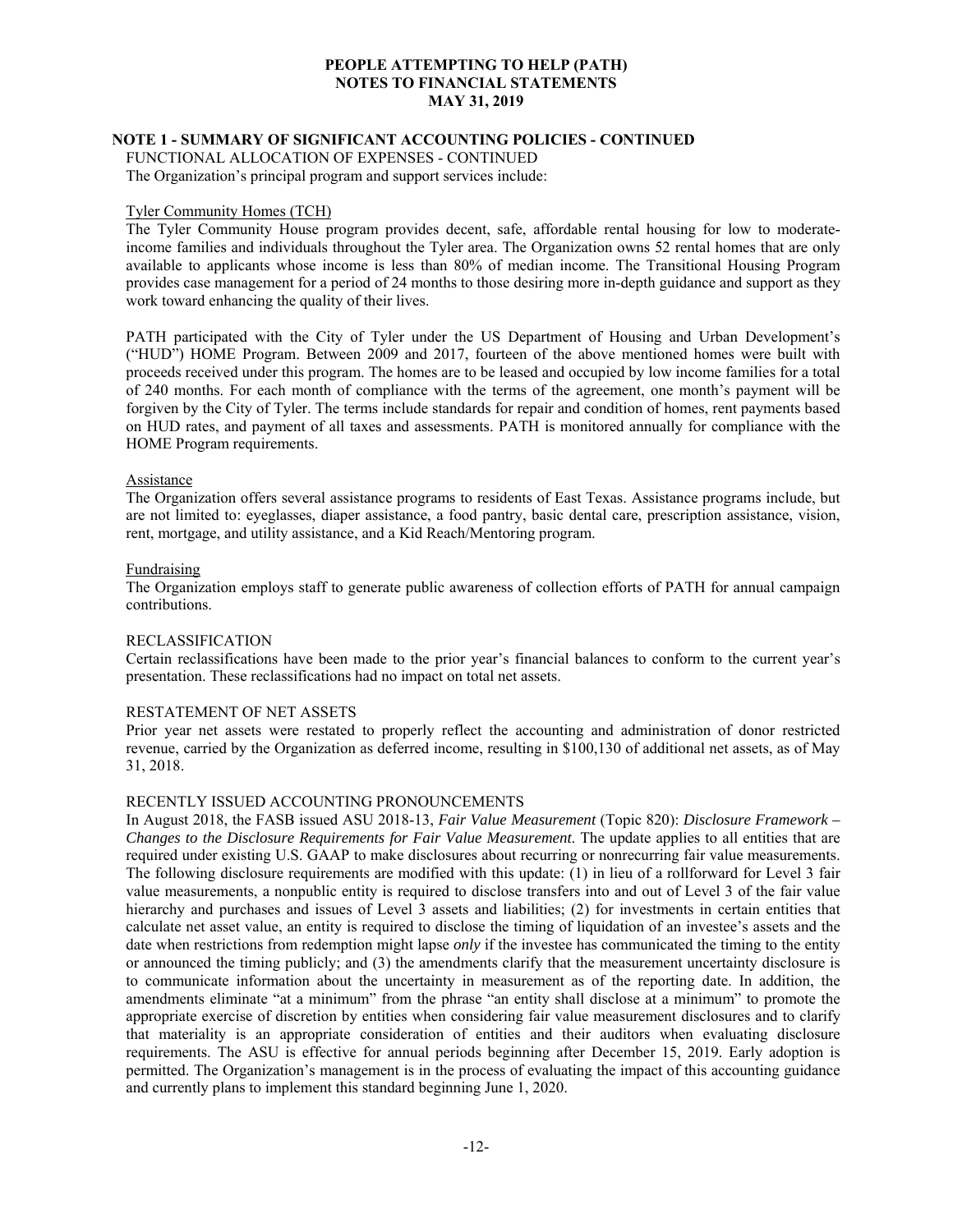# PEOPLE ATTEMPTING TO HELP (PATH)
## NOTES TO FINANCIAL STATEMENTS
### MAY 31, 2019

**NOTE 1 - SUMMARY OF SIGNIFICANT ACCOUNTING POLICIES - CONTINUED**

FUNCTIONAL ALLOCATION OF EXPENSES - CONTINUED

The Organization's principal program and support services include:

Tyler Community Homes (TCH)

The Tyler Community House program provides decent, safe, affordable rental housing for low to moderate-income families and individuals throughout the Tyler area. The Organization owns 52 rental homes that are only available to applicants whose income is less than 80% of median income. The Transitional Housing Program provides case management for a period of 24 months to those desiring more in-depth guidance and support as they work toward enhancing the quality of their lives.

PATH participated with the City of Tyler under the US Department of Housing and Urban Development's ("HUD") HOME Program. Between 2009 and 2017, fourteen of the above mentioned homes were built with proceeds received under this program. The homes are to be leased and occupied by low income families for a total of 240 months. For each month of compliance with the terms of the agreement, one month's payment will be forgiven by the City of Tyler. The terms include standards for repair and condition of homes, rent payments based on HUD rates, and payment of all taxes and assessments. PATH is monitored annually for compliance with the HOME Program requirements.

Assistance

The Organization offers several assistance programs to residents of East Texas. Assistance programs include, but are not limited to: eyeglasses, diaper assistance, a food pantry, basic dental care, prescription assistance, vision, rent, mortgage, and utility assistance, and a Kid Reach/Mentoring program.

Fundraising

The Organization employs staff to generate public awareness of collection efforts of PATH for annual campaign contributions.

RECLASSIFICATION

Certain reclassifications have been made to the prior year's financial balances to conform to the current year's presentation. These reclassifications had no impact on total net assets.

RESTATEMENT OF NET ASSETS

Prior year net assets were restated to properly reflect the accounting and administration of donor restricted revenue, carried by the Organization as deferred income, resulting in $100,130 of additional net assets, as of May 31, 2018.

RECENTLY ISSUED ACCOUNTING PRONOUNCEMENTS

In August 2018, the FASB issued ASU 2018-13, *Fair Value Measurement* (Topic 820): *Disclosure Framework – Changes to the Disclosure Requirements for Fair Value Measurement*. The update applies to all entities that are required under existing U.S. GAAP to make disclosures about recurring or nonrecurring fair value measurements. The following disclosure requirements are modified with this update: (1) in lieu of a rollforward for Level 3 fair value measurements, a nonpublic entity is required to disclose transfers into and out of Level 3 of the fair value hierarchy and purchases and issues of Level 3 assets and liabilities; (2) for investments in certain entities that calculate net asset value, an entity is required to disclose the timing of liquidation of an investee's assets and the date when restrictions from redemption might lapse *only* if the investee has communicated the timing to the entity or announced the timing publicly; and (3) the amendments clarify that the measurement uncertainty disclosure is to communicate information about the uncertainty in measurement as of the reporting date. In addition, the amendments eliminate "at a minimum" from the phrase "an entity shall disclose at a minimum" to promote the appropriate exercise of discretion by entities when considering fair value measurement disclosures and to clarify that materiality is an appropriate consideration of entities and their auditors when evaluating disclosure requirements. The ASU is effective for annual periods beginning after December 15, 2019. Early adoption is permitted. The Organization's management is in the process of evaluating the impact of this accounting guidance and currently plans to implement this standard beginning June 1, 2020.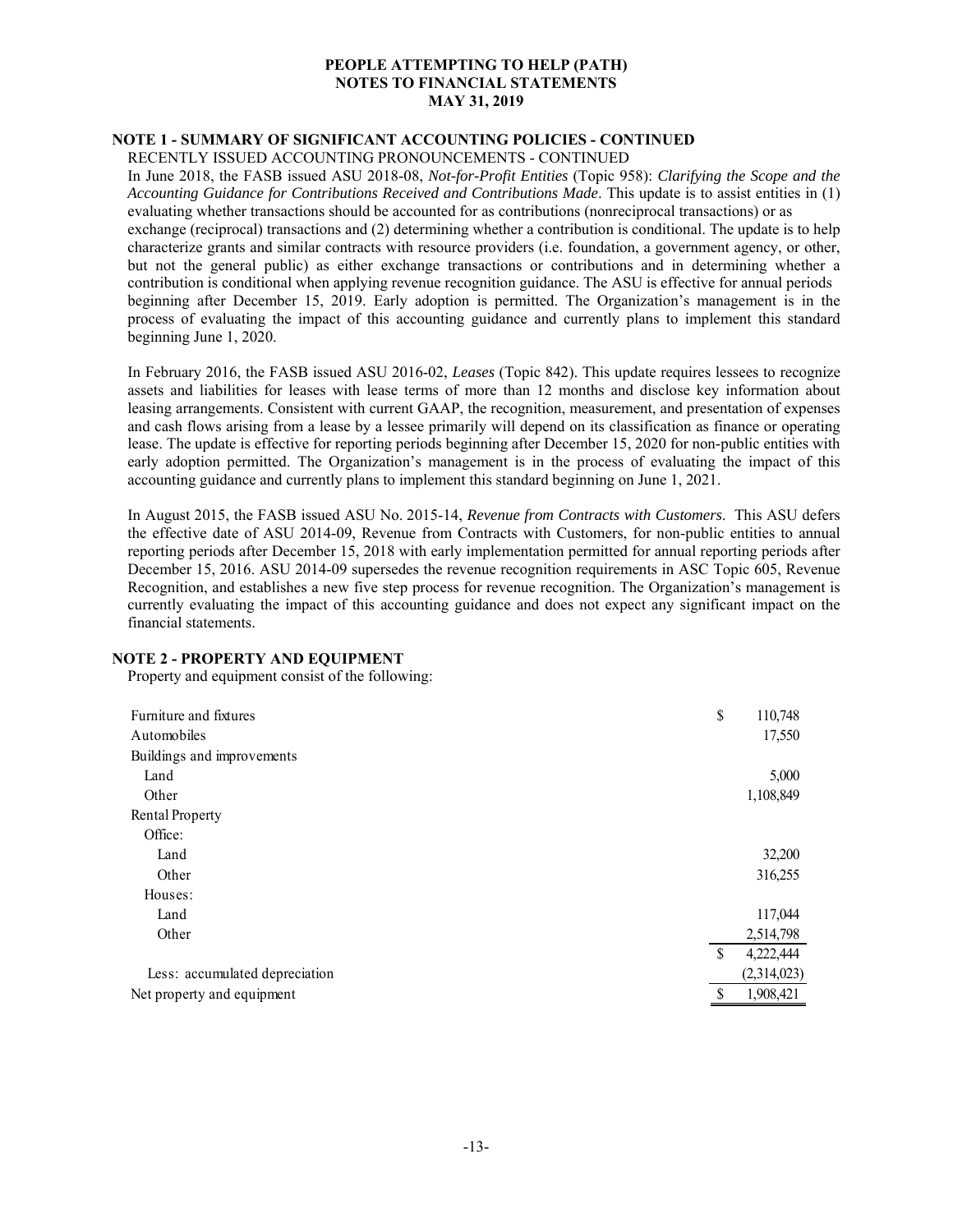# PEOPLE ATTEMPTING TO HELP (PATH)
# NOTES TO FINANCIAL STATEMENTS
# MAY 31, 2019

## NOTE 1 - SUMMARY OF SIGNIFICANT ACCOUNTING POLICIES - CONTINUED

RECENTLY ISSUED ACCOUNTING PRONOUNCEMENTS - CONTINUED

In June 2018, the FASB issued ASU 2018-08, *Not-for-Profit Entities* (Topic 958): *Clarifying the Scope and the Accounting Guidance for Contributions Received and Contributions Made*. This update is to assist entities in (1) evaluating whether transactions should be accounted for as contributions (nonreciprocal transactions) or as exchange (reciprocal) transactions and (2) determining whether a contribution is conditional. The update is to help characterize grants and similar contracts with resource providers (i.e. foundation, a government agency, or other, but not the general public) as either exchange transactions or contributions and in determining whether a contribution is conditional when applying revenue recognition guidance. The ASU is effective for annual periods beginning after December 15, 2019. Early adoption is permitted. The Organization's management is in the process of evaluating the impact of this accounting guidance and currently plans to implement this standard beginning June 1, 2020.

In February 2016, the FASB issued ASU 2016-02, *Leases* (Topic 842). This update requires lessees to recognize assets and liabilities for leases with lease terms of more than 12 months and disclose key information about leasing arrangements. Consistent with current GAAP, the recognition, measurement, and presentation of expenses and cash flows arising from a lease by a lessee primarily will depend on its classification as finance or operating lease. The update is effective for reporting periods beginning after December 15, 2020 for non-public entities with early adoption permitted. The Organization's management is in the process of evaluating the impact of this accounting guidance and currently plans to implement this standard beginning on June 1, 2021.

In August 2015, the FASB issued ASU No. 2015-14, *Revenue from Contracts with Customers*. This ASU defers the effective date of ASU 2014-09, Revenue from Contracts with Customers, for non-public entities to annual reporting periods after December 15, 2018 with early implementation permitted for annual reporting periods after December 15, 2016. ASU 2014-09 supersedes the revenue recognition requirements in ASC Topic 605, Revenue Recognition, and establishes a new five step process for revenue recognition. The Organization's management is currently evaluating the impact of this accounting guidance and does not expect any significant impact on the financial statements.

## NOTE 2 - PROPERTY AND EQUIPMENT

Property and equipment consist of the following:

| | |
|---|---|
| Furniture and fixtures | $ 110,748 |
| Automobiles | 17,550 |
| Buildings and improvements | |
| Land | 5,000 |
| Other | 1,108,849 |
| Rental Property | |
| Office: | |
| Land | 32,200 |
| Other | 316,255 |
| Houses: | |
| Land | 117,044 |
| Other | 2,514,798 |
| | $ 4,222,444 |
| Less: accumulated depreciation | (2,314,023) |
| Net property and equipment | $ 1,908,421 |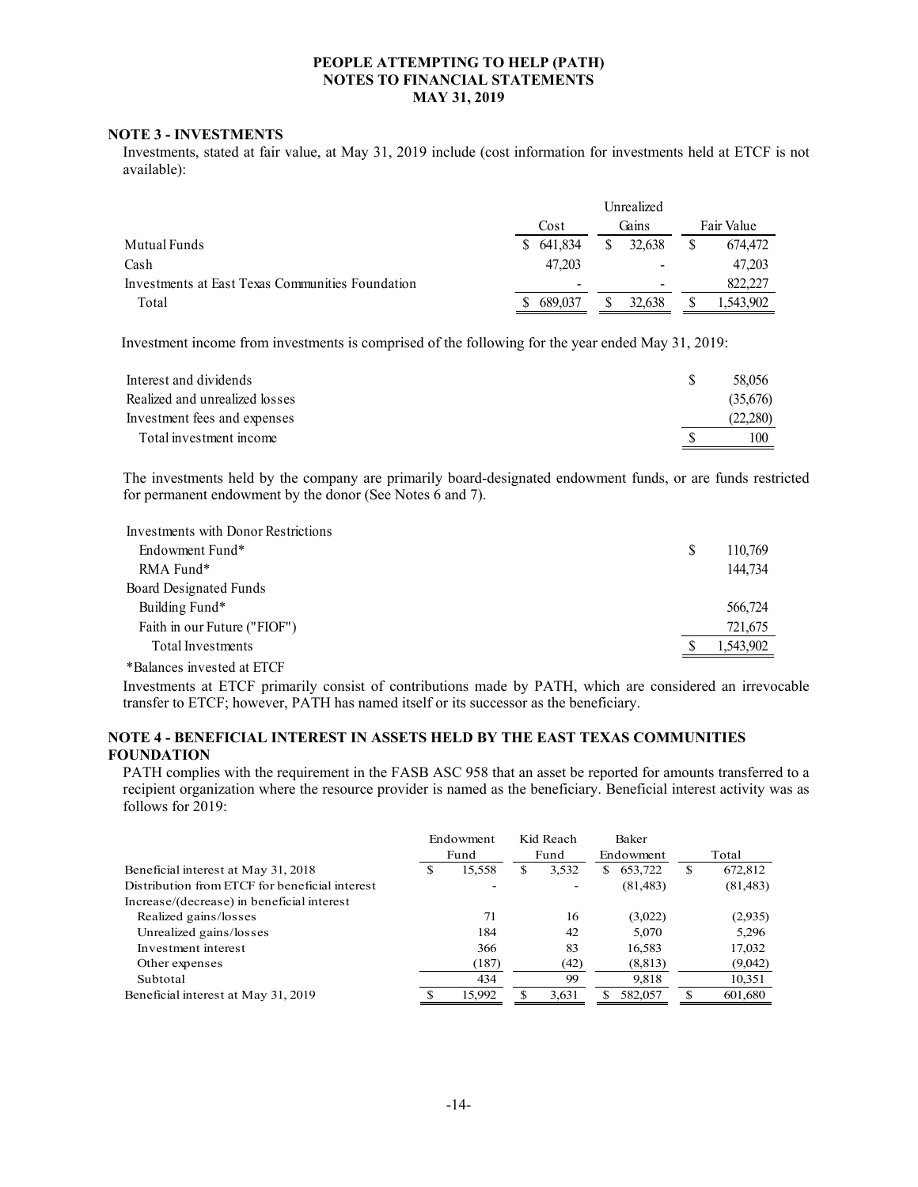**PEOPLE ATTEMPTING TO HELP (PATH)**
**NOTES TO FINANCIAL STATEMENTS**
**MAY 31, 2019**

## NOTE 3 - INVESTMENTS

Investments, stated at fair value, at May 31, 2019 include (cost information for investments held at ETCF is not available):

| | Cost | Unrealized Gains | Fair Value |
|---|---|---|---|
| Mutual Funds | $ 641,834 | $ 32,638 | $ 674,472 |
| Cash | 47,203 | - | 47,203 |
| Investments at East Texas Communities Foundation | - | - | 822,227 |
| Total | $ 689,037 | $ 32,638 | $ 1,543,902 |

Investment income from investments is comprised of the following for the year ended May 31, 2019:

| | |
|---|---|
| Interest and dividends | $ 58,056 |
| Realized and unrealized losses | (35,676) |
| Investment fees and expenses | (22,280) |
| Total investment income | $ 100 |

The investments held by the company are primarily board-designated endowment funds, or are funds restricted for permanent endowment by the donor (See Notes 6 and 7).

| | |
|---|---|
| Investments with Donor Restrictions | |
| Endowment Fund* | $ 110,769 |
| RMA Fund* | 144,734 |
| Board Designated Funds | |
| Building Fund* | 566,724 |
| Faith in our Future ("FIOF") | 721,675 |
| Total Investments | $ 1,543,902 |

*Balances invested at ETCF

Investments at ETCF primarily consist of contributions made by PATH, which are considered an irrevocable transfer to ETCF; however, PATH has named itself or its successor as the beneficiary.

## NOTE 4 - BENEFICIAL INTEREST IN ASSETS HELD BY THE EAST TEXAS COMMUNITIES FOUNDATION

PATH complies with the requirement in the FASB ASC 958 that an asset be reported for amounts transferred to a recipient organization where the resource provider is named as the beneficiary. Beneficial interest activity was as follows for 2019:

| | Endowment Fund | Kid Reach Fund | Baker Endowment | Total |
|---|---|---|---|---|
| Beneficial interest at May 31, 2018 | $ 15,558 | $ 3,532 | $ 653,722 | $ 672,812 |
| Distribution from ETCF for beneficial interest | - | - | (81,483) | (81,483) |
| Increase/(decrease) in beneficial interest | | | | |
| Realized gains/losses | 71 | 16 | (3,022) | (2,935) |
| Unrealized gains/losses | 184 | 42 | 5,070 | 5,296 |
| Investment interest | 366 | 83 | 16,583 | 17,032 |
| Other expenses | (187) | (42) | (8,813) | (9,042) |
| Subtotal | 434 | 99 | 9,818 | 10,351 |
| Beneficial interest at May 31, 2019 | $ 15,992 | $ 3,631 | $ 582,057 | $ 601,680 |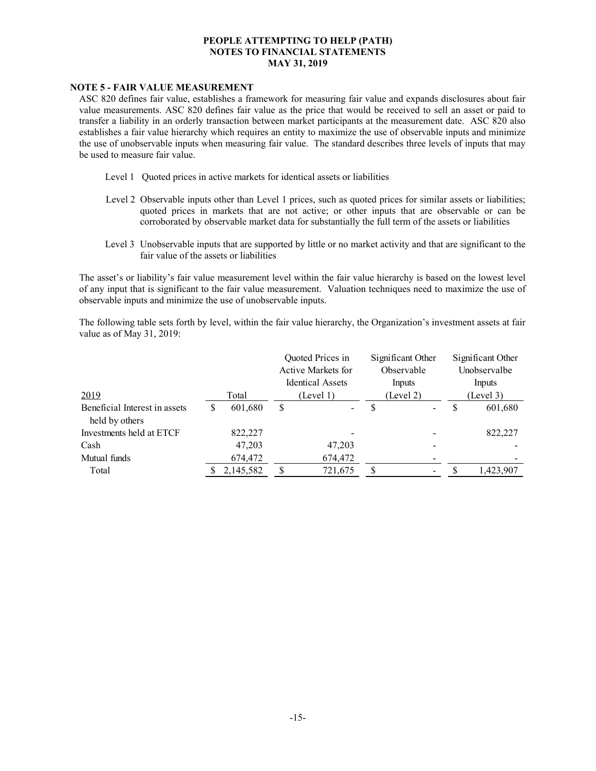## NOTE 5 - FAIR VALUE MEASUREMENT

ASC 820 defines fair value, establishes a framework for measuring fair value and expands disclosures about fair value measurements. ASC 820 defines fair value as the price that would be received to sell an asset or paid to transfer a liability in an orderly transaction between market participants at the measurement date. ASC 820 also establishes a fair value hierarchy which requires an entity to maximize the use of observable inputs and minimize the use of unobservable inputs when measuring fair value. The standard describes three levels of inputs that may be used to measure fair value.

- Level 1 Quoted prices in active markets for identical assets or liabilities
- Level 2 Observable inputs other than Level 1 prices, such as quoted prices for similar assets or liabilities; quoted prices in markets that are not active; or other inputs that are observable or can be corroborated by observable market data for substantially the full term of the assets or liabilities
- Level 3 Unobservable inputs that are supported by little or no market activity and that are significant to the fair value of the assets or liabilities

The asset's or liability's fair value measurement level within the fair value hierarchy is based on the lowest level of any input that is significant to the fair value measurement. Valuation techniques need to maximize the use of observable inputs and minimize the use of unobservable inputs.

The following table sets forth by level, within the fair value hierarchy, the Organization's investment assets at fair value as of May 31, 2019:

| 2019 | Total | Quoted Prices in Active Markets for Identical Assets (Level 1) | Significant Other Observable Inputs (Level 2) | Significant Other Unobservalbe Inputs (Level 3) |
|---|---|---|---|---|
| Beneficial Interest in assets held by others | $ 601,680 | $ - | $ - | $ 601,680 |
| Investments held at ETCF | 822,227 | - | - | 822,227 |
| Cash | 47,203 | 47,203 | - | - |
| Mutual funds | 674,472 | 674,472 | - | - |
| Total | $ 2,145,582 | $ 721,675 | $ - | $ 1,423,907 |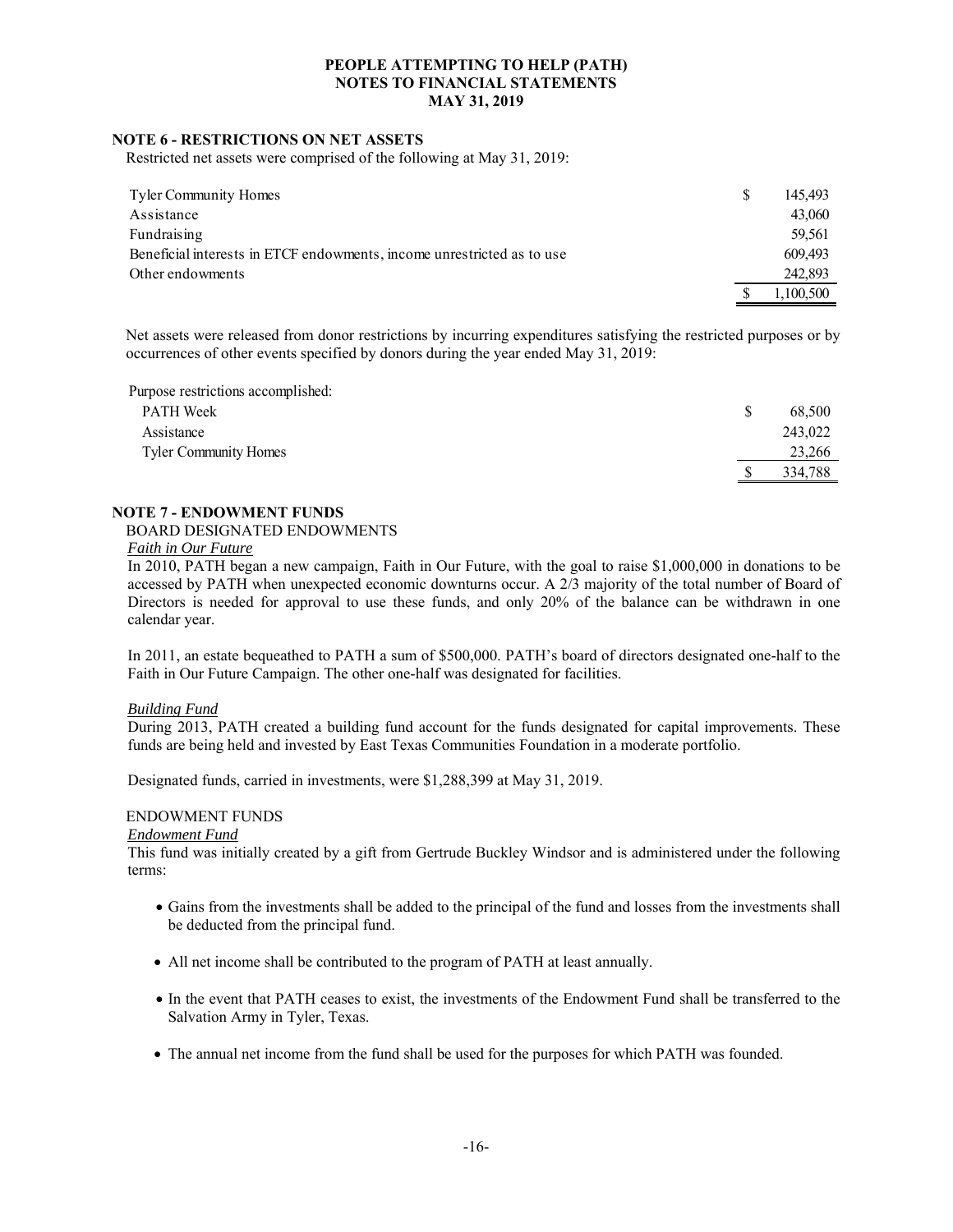**PEOPLE ATTEMPTING TO HELP (PATH)**
**NOTES TO FINANCIAL STATEMENTS**
**MAY 31, 2019**

## NOTE 6 - RESTRICTIONS ON NET ASSETS

Restricted net assets were comprised of the following at May 31, 2019:

| | | |
|---|---|---|
| Tyler Community Homes | $ | 145,493 |
| Assistance | | 43,060 |
| Fundraising | | 59,561 |
| Beneficial interests in ETCF endowments, income unrestricted as to use | | 609,493 |
| Other endowments | | 242,893 |
| | $ | 1,100,500 |

Net assets were released from donor restrictions by incurring expenditures satisfying the restricted purposes or by occurrences of other events specified by donors during the year ended May 31, 2019:

| | | |
|---|---|---|
| Purpose restrictions accomplished: | | |
| PATH Week | $ | 68,500 |
| Assistance | | 243,022 |
| Tyler Community Homes | | 23,266 |
| | $ | 334,788 |

## NOTE 7 - ENDOWMENT FUNDS

BOARD DESIGNATED ENDOWMENTS

*Faith in Our Future*

In 2010, PATH began a new campaign, Faith in Our Future, with the goal to raise $1,000,000 in donations to be accessed by PATH when unexpected economic downturns occur. A 2/3 majority of the total number of Board of Directors is needed for approval to use these funds, and only 20% of the balance can be withdrawn in one calendar year.

In 2011, an estate bequeathed to PATH a sum of $500,000. PATH's board of directors designated one-half to the Faith in Our Future Campaign. The other one-half was designated for facilities.

*Building Fund*

During 2013, PATH created a building fund account for the funds designated for capital improvements. These funds are being held and invested by East Texas Communities Foundation in a moderate portfolio.

Designated funds, carried in investments, were $1,288,399 at May 31, 2019.

ENDOWMENT FUNDS

*Endowment Fund*

This fund was initially created by a gift from Gertrude Buckley Windsor and is administered under the following terms:

- Gains from the investments shall be added to the principal of the fund and losses from the investments shall be deducted from the principal fund.
- All net income shall be contributed to the program of PATH at least annually.
- In the event that PATH ceases to exist, the investments of the Endowment Fund shall be transferred to the Salvation Army in Tyler, Texas.
- The annual net income from the fund shall be used for the purposes for which PATH was founded.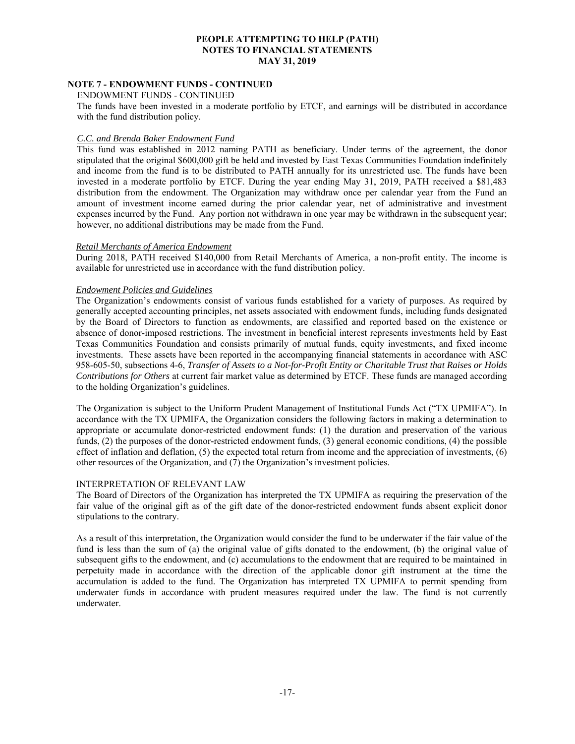## NOTE 7 - ENDOWMENT FUNDS - CONTINUED

ENDOWMENT FUNDS - CONTINUED

The funds have been invested in a moderate portfolio by ETCF, and earnings will be distributed in accordance with the fund distribution policy.

*C.C. and Brenda Baker Endowment Fund*

This fund was established in 2012 naming PATH as beneficiary. Under terms of the agreement, the donor stipulated that the original $600,000 gift be held and invested by East Texas Communities Foundation indefinitely and income from the fund is to be distributed to PATH annually for its unrestricted use. The funds have been invested in a moderate portfolio by ETCF. During the year ending May 31, 2019, PATH received a $81,483 distribution from the endowment. The Organization may withdraw once per calendar year from the Fund an amount of investment income earned during the prior calendar year, net of administrative and investment expenses incurred by the Fund. Any portion not withdrawn in one year may be withdrawn in the subsequent year; however, no additional distributions may be made from the Fund.

*Retail Merchants of America Endowment*

During 2018, PATH received $140,000 from Retail Merchants of America, a non-profit entity. The income is available for unrestricted use in accordance with the fund distribution policy.

*Endowment Policies and Guidelines*

The Organization's endowments consist of various funds established for a variety of purposes. As required by generally accepted accounting principles, net assets associated with endowment funds, including funds designated by the Board of Directors to function as endowments, are classified and reported based on the existence or absence of donor-imposed restrictions. The investment in beneficial interest represents investments held by East Texas Communities Foundation and consists primarily of mutual funds, equity investments, and fixed income investments. These assets have been reported in the accompanying financial statements in accordance with ASC 958-605-50, subsections 4-6, *Transfer of Assets to a Not-for-Profit Entity or Charitable Trust that Raises or Holds Contributions for Others* at current fair market value as determined by ETCF. These funds are managed according to the holding Organization's guidelines.

The Organization is subject to the Uniform Prudent Management of Institutional Funds Act ("TX UPMIFA"). In accordance with the TX UPMIFA, the Organization considers the following factors in making a determination to appropriate or accumulate donor-restricted endowment funds: (1) the duration and preservation of the various funds, (2) the purposes of the donor-restricted endowment funds, (3) general economic conditions, (4) the possible effect of inflation and deflation, (5) the expected total return from income and the appreciation of investments, (6) other resources of the Organization, and (7) the Organization's investment policies.

INTERPRETATION OF RELEVANT LAW

The Board of Directors of the Organization has interpreted the TX UPMIFA as requiring the preservation of the fair value of the original gift as of the gift date of the donor-restricted endowment funds absent explicit donor stipulations to the contrary.

As a result of this interpretation, the Organization would consider the fund to be underwater if the fair value of the fund is less than the sum of (a) the original value of gifts donated to the endowment, (b) the original value of subsequent gifts to the endowment, and (c) accumulations to the endowment that are required to be maintained in perpetuity made in accordance with the direction of the applicable donor gift instrument at the time the accumulation is added to the fund. The Organization has interpreted TX UPMIFA to permit spending from underwater funds in accordance with prudent measures required under the law. The fund is not currently underwater.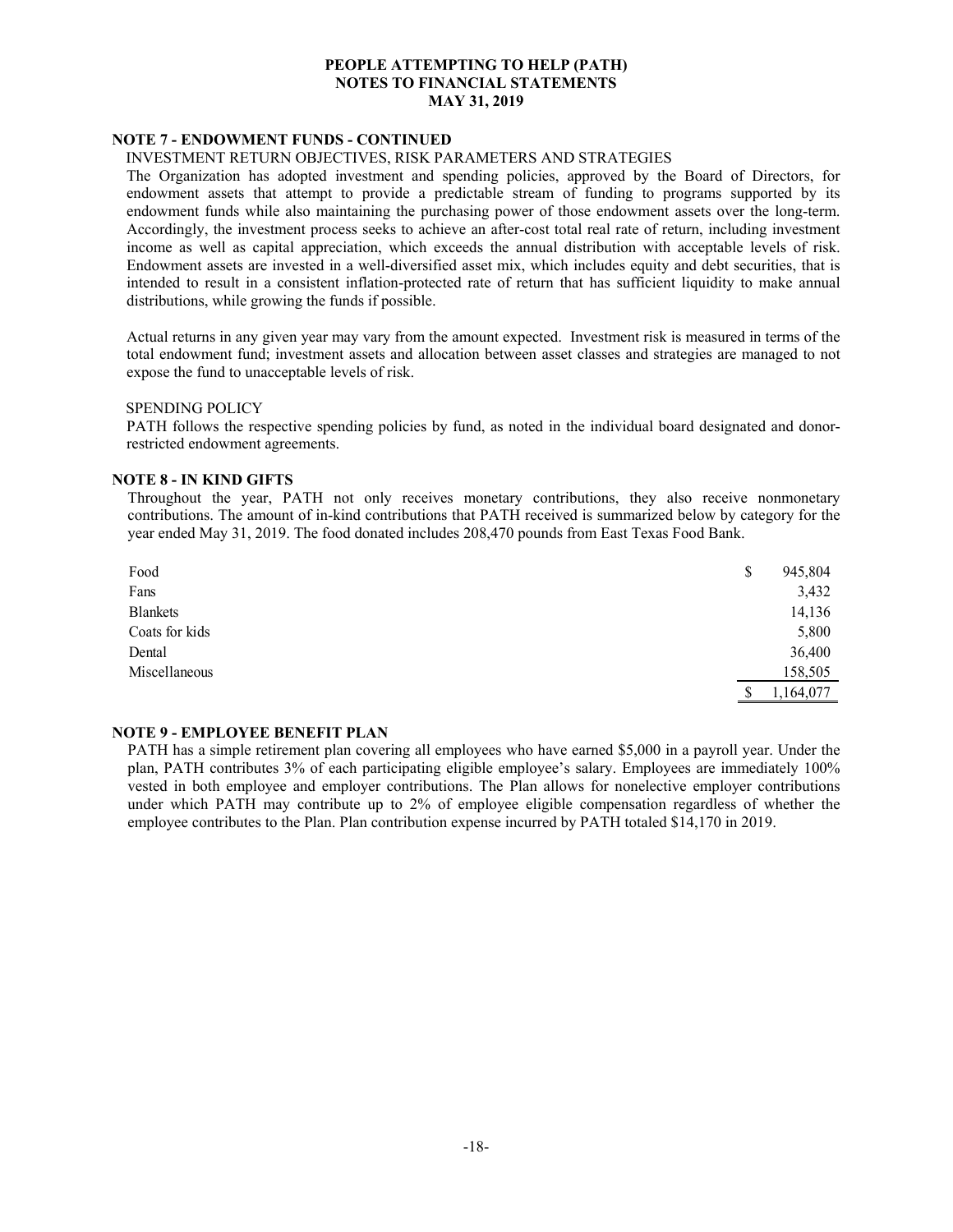## NOTE 7 - ENDOWMENT FUNDS - CONTINUED

INVESTMENT RETURN OBJECTIVES, RISK PARAMETERS AND STRATEGIES

The Organization has adopted investment and spending policies, approved by the Board of Directors, for endowment assets that attempt to provide a predictable stream of funding to programs supported by its endowment funds while also maintaining the purchasing power of those endowment assets over the long-term. Accordingly, the investment process seeks to achieve an after-cost total real rate of return, including investment income as well as capital appreciation, which exceeds the annual distribution with acceptable levels of risk. Endowment assets are invested in a well-diversified asset mix, which includes equity and debt securities, that is intended to result in a consistent inflation-protected rate of return that has sufficient liquidity to make annual distributions, while growing the funds if possible.

Actual returns in any given year may vary from the amount expected. Investment risk is measured in terms of the total endowment fund; investment assets and allocation between asset classes and strategies are managed to not expose the fund to unacceptable levels of risk.

SPENDING POLICY

PATH follows the respective spending policies by fund, as noted in the individual board designated and donor-restricted endowment agreements.

## NOTE 8 - IN KIND GIFTS

Throughout the year, PATH not only receives monetary contributions, they also receive nonmonetary contributions. The amount of in-kind contributions that PATH received is summarized below by category for the year ended May 31, 2019. The food donated includes 208,470 pounds from East Texas Food Bank.

| | |
|---|---|
| Food | $ 945,804 |
| Fans | 3,432 |
| Blankets | 14,136 |
| Coats for kids | 5,800 |
| Dental | 36,400 |
| Miscellaneous | 158,505 |
| | $ 1,164,077 |

## NOTE 9 - EMPLOYEE BENEFIT PLAN

PATH has a simple retirement plan covering all employees who have earned $5,000 in a payroll year. Under the plan, PATH contributes 3% of each participating eligible employee's salary. Employees are immediately 100% vested in both employee and employer contributions. The Plan allows for nonelective employer contributions under which PATH may contribute up to 2% of employee eligible compensation regardless of whether the employee contributes to the Plan. Plan contribution expense incurred by PATH totaled $14,170 in 2019.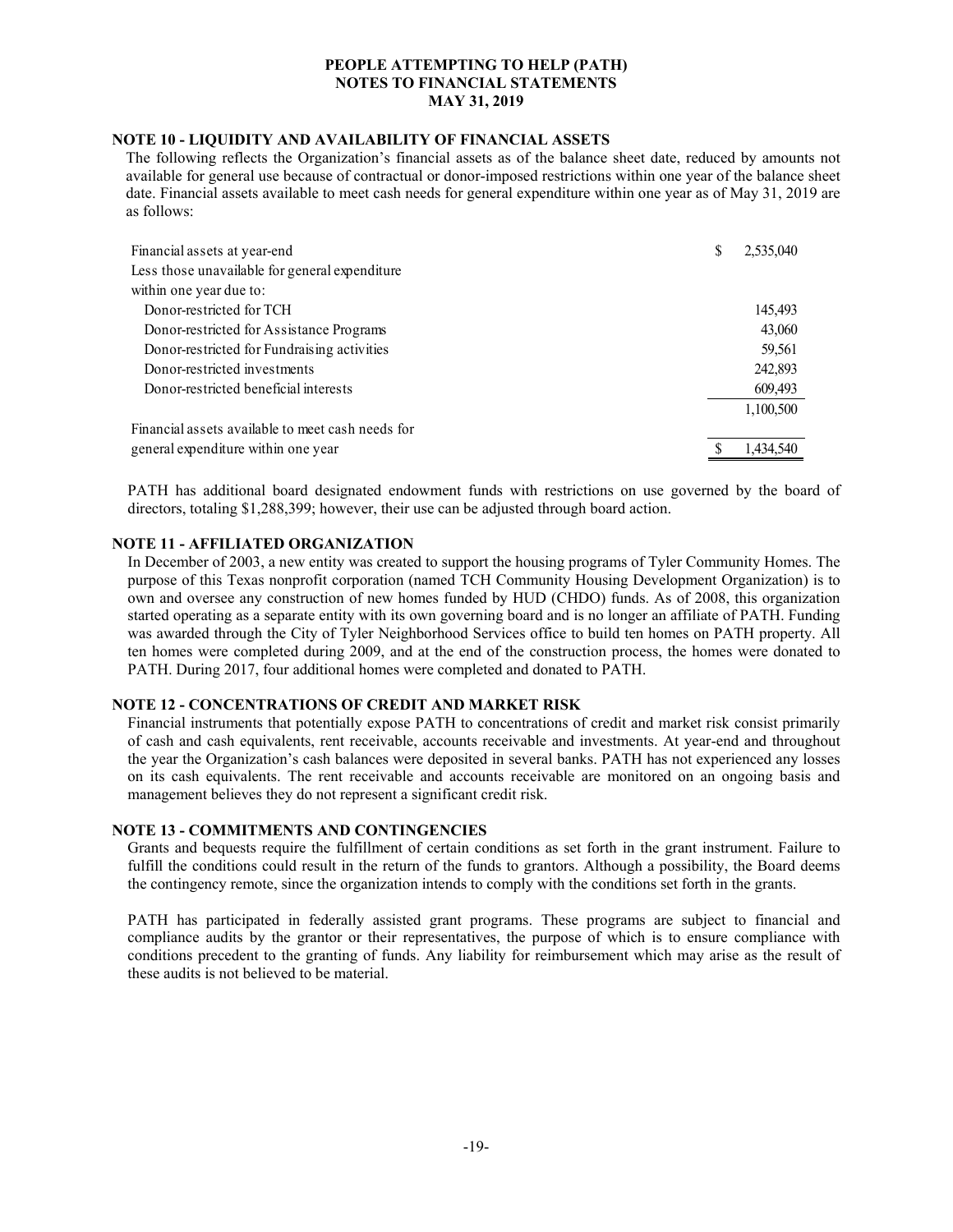PEOPLE ATTEMPTING TO HELP (PATH)
NOTES TO FINANCIAL STATEMENTS
MAY 31, 2019

## NOTE 10 - LIQUIDITY AND AVAILABILITY OF FINANCIAL ASSETS

The following reflects the Organization's financial assets as of the balance sheet date, reduced by amounts not available for general use because of contractual or donor-imposed restrictions within one year of the balance sheet date. Financial assets available to meet cash needs for general expenditure within one year as of May 31, 2019 are as follows:

| | |
|---|---|
| Financial assets at year-end | $ 2,535,040 |
| Less those unavailable for general expenditure within one year due to: | |
| Donor-restricted for TCH | 145,493 |
| Donor-restricted for Assistance Programs | 43,060 |
| Donor-restricted for Fundraising activities | 59,561 |
| Donor-restricted investments | 242,893 |
| Donor-restricted beneficial interests | 609,493 |
| | 1,100,500 |
| Financial assets available to meet cash needs for general expenditure within one year | $ 1,434,540 |

PATH has additional board designated endowment funds with restrictions on use governed by the board of directors, totaling $1,288,399; however, their use can be adjusted through board action.

## NOTE 11 - AFFILIATED ORGANIZATION

In December of 2003, a new entity was created to support the housing programs of Tyler Community Homes. The purpose of this Texas nonprofit corporation (named TCH Community Housing Development Organization) is to own and oversee any construction of new homes funded by HUD (CHDO) funds. As of 2008, this organization started operating as a separate entity with its own governing board and is no longer an affiliate of PATH. Funding was awarded through the City of Tyler Neighborhood Services office to build ten homes on PATH property. All ten homes were completed during 2009, and at the end of the construction process, the homes were donated to PATH. During 2017, four additional homes were completed and donated to PATH.

## NOTE 12 - CONCENTRATIONS OF CREDIT AND MARKET RISK

Financial instruments that potentially expose PATH to concentrations of credit and market risk consist primarily of cash and cash equivalents, rent receivable, accounts receivable and investments. At year-end and throughout the year the Organization's cash balances were deposited in several banks. PATH has not experienced any losses on its cash equivalents. The rent receivable and accounts receivable are monitored on an ongoing basis and management believes they do not represent a significant credit risk.

## NOTE 13 - COMMITMENTS AND CONTINGENCIES

Grants and bequests require the fulfillment of certain conditions as set forth in the grant instrument. Failure to fulfill the conditions could result in the return of the funds to grantors. Although a possibility, the Board deems the contingency remote, since the organization intends to comply with the conditions set forth in the grants.

PATH has participated in federally assisted grant programs. These programs are subject to financial and compliance audits by the grantor or their representatives, the purpose of which is to ensure compliance with conditions precedent to the granting of funds. Any liability for reimbursement which may arise as the result of these audits is not believed to be material.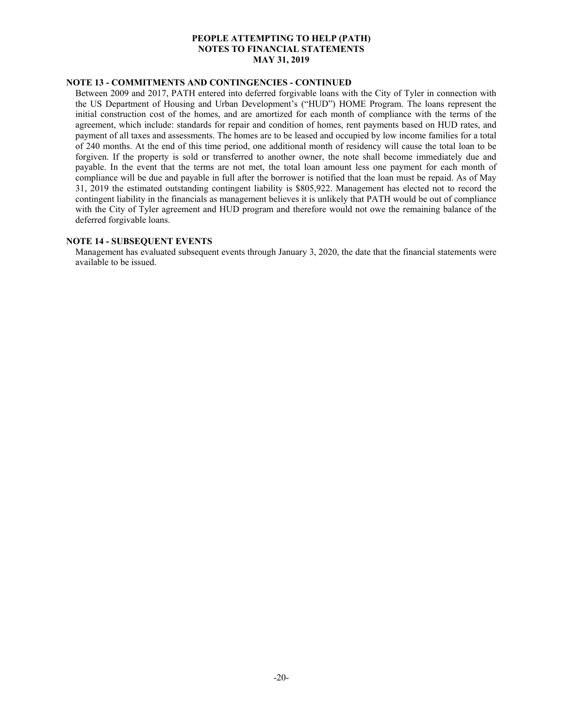### NOTE 13 - COMMITMENTS AND CONTINGENCIES - CONTINUED

Between 2009 and 2017, PATH entered into deferred forgivable loans with the City of Tyler in connection with the US Department of Housing and Urban Development's ("HUD") HOME Program. The loans represent the initial construction cost of the homes, and are amortized for each month of compliance with the terms of the agreement, which include: standards for repair and condition of homes, rent payments based on HUD rates, and payment of all taxes and assessments. The homes are to be leased and occupied by low income families for a total of 240 months. At the end of this time period, one additional month of residency will cause the total loan to be forgiven. If the property is sold or transferred to another owner, the note shall become immediately due and payable. In the event that the terms are not met, the total loan amount less one payment for each month of compliance will be due and payable in full after the borrower is notified that the loan must be repaid. As of May 31, 2019 the estimated outstanding contingent liability is $805,922. Management has elected not to record the contingent liability in the financials as management believes it is unlikely that PATH would be out of compliance with the City of Tyler agreement and HUD program and therefore would not owe the remaining balance of the deferred forgivable loans.

### NOTE 14 - SUBSEQUENT EVENTS

Management has evaluated subsequent events through January 3, 2020, the date that the financial statements were available to be issued.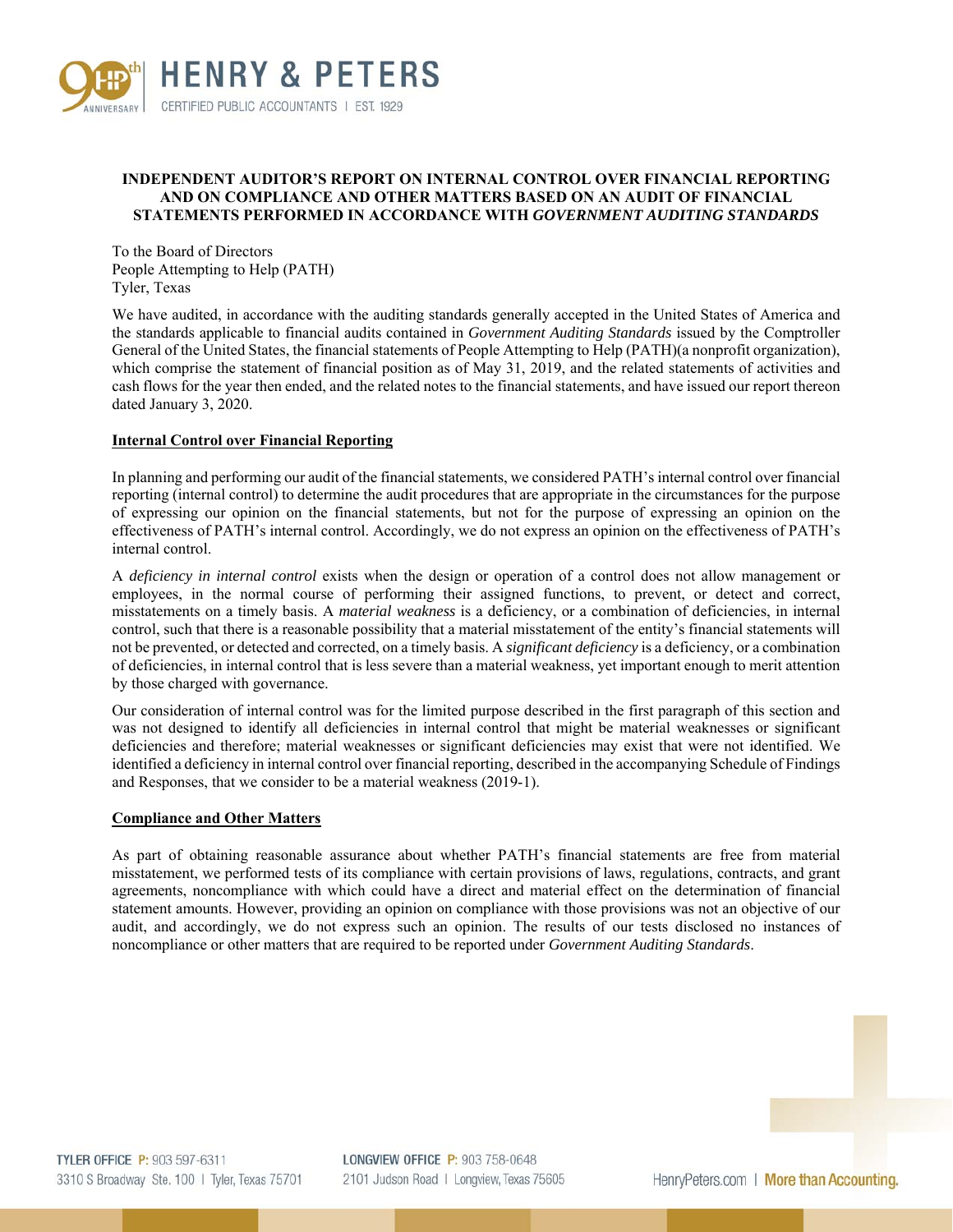# INDEPENDENT AUDITOR'S REPORT ON INTERNAL CONTROL OVER FINANCIAL REPORTING AND ON COMPLIANCE AND OTHER MATTERS BASED ON AN AUDIT OF FINANCIAL STATEMENTS PERFORMED IN ACCORDANCE WITH *GOVERNMENT AUDITING STANDARDS*

To the Board of Directors
People Attempting to Help (PATH)
Tyler, Texas

We have audited, in accordance with the auditing standards generally accepted in the United States of America and the standards applicable to financial audits contained in *Government Auditing Standards* issued by the Comptroller General of the United States, the financial statements of People Attempting to Help (PATH)(a nonprofit organization), which comprise the statement of financial position as of May 31, 2019, and the related statements of activities and cash flows for the year then ended, and the related notes to the financial statements, and have issued our report thereon dated January 3, 2020.

**Internal Control over Financial Reporting**

In planning and performing our audit of the financial statements, we considered PATH's internal control over financial reporting (internal control) to determine the audit procedures that are appropriate in the circumstances for the purpose of expressing our opinion on the financial statements, but not for the purpose of expressing an opinion on the effectiveness of PATH's internal control. Accordingly, we do not express an opinion on the effectiveness of PATH's internal control.

A *deficiency in internal control* exists when the design or operation of a control does not allow management or employees, in the normal course of performing their assigned functions, to prevent, or detect and correct, misstatements on a timely basis. A *material weakness* is a deficiency, or a combination of deficiencies, in internal control, such that there is a reasonable possibility that a material misstatement of the entity's financial statements will not be prevented, or detected and corrected, on a timely basis. A *significant deficiency* is a deficiency, or a combination of deficiencies, in internal control that is less severe than a material weakness, yet important enough to merit attention by those charged with governance.

Our consideration of internal control was for the limited purpose described in the first paragraph of this section and was not designed to identify all deficiencies in internal control that might be material weaknesses or significant deficiencies and therefore; material weaknesses or significant deficiencies may exist that were not identified. We identified a deficiency in internal control over financial reporting, described in the accompanying Schedule of Findings and Responses, that we consider to be a material weakness (2019-1).

**Compliance and Other Matters**

As part of obtaining reasonable assurance about whether PATH's financial statements are free from material misstatement, we performed tests of its compliance with certain provisions of laws, regulations, contracts, and grant agreements, noncompliance with which could have a direct and material effect on the determination of financial statement amounts. However, providing an opinion on compliance with those provisions was not an objective of our audit, and accordingly, we do not express such an opinion. The results of our tests disclosed no instances of noncompliance or other matters that are required to be reported under *Government Auditing Standards*.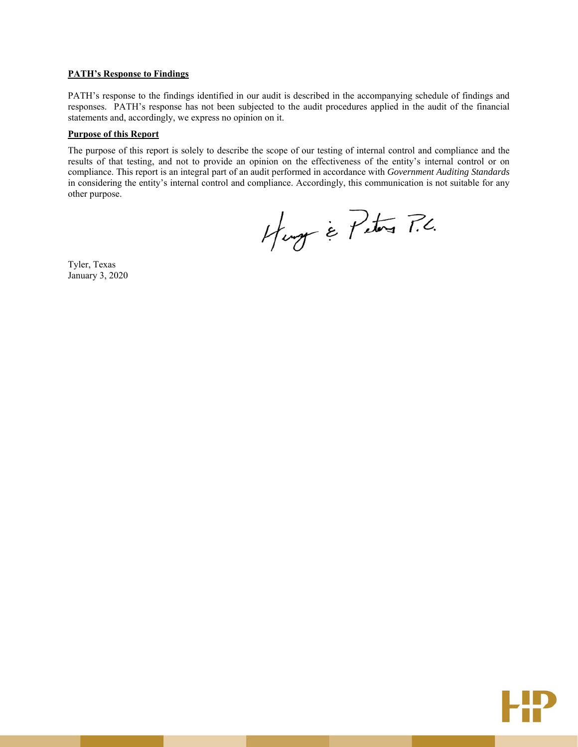**PATH's Response to Findings**

PATH's response to the findings identified in our audit is described in the accompanying schedule of findings and responses. PATH's response has not been subjected to the audit procedures applied in the audit of the financial statements and, accordingly, we express no opinion on it.

**Purpose of this Report**

The purpose of this report is solely to describe the scope of our testing of internal control and compliance and the results of that testing, and not to provide an opinion on the effectiveness of the entity's internal control or on compliance. This report is an integral part of an audit performed in accordance with *Government Auditing Standards* in considering the entity's internal control and compliance. Accordingly, this communication is not suitable for any other purpose.

Henry & Peters P.C.

Tyler, Texas
January 3, 2020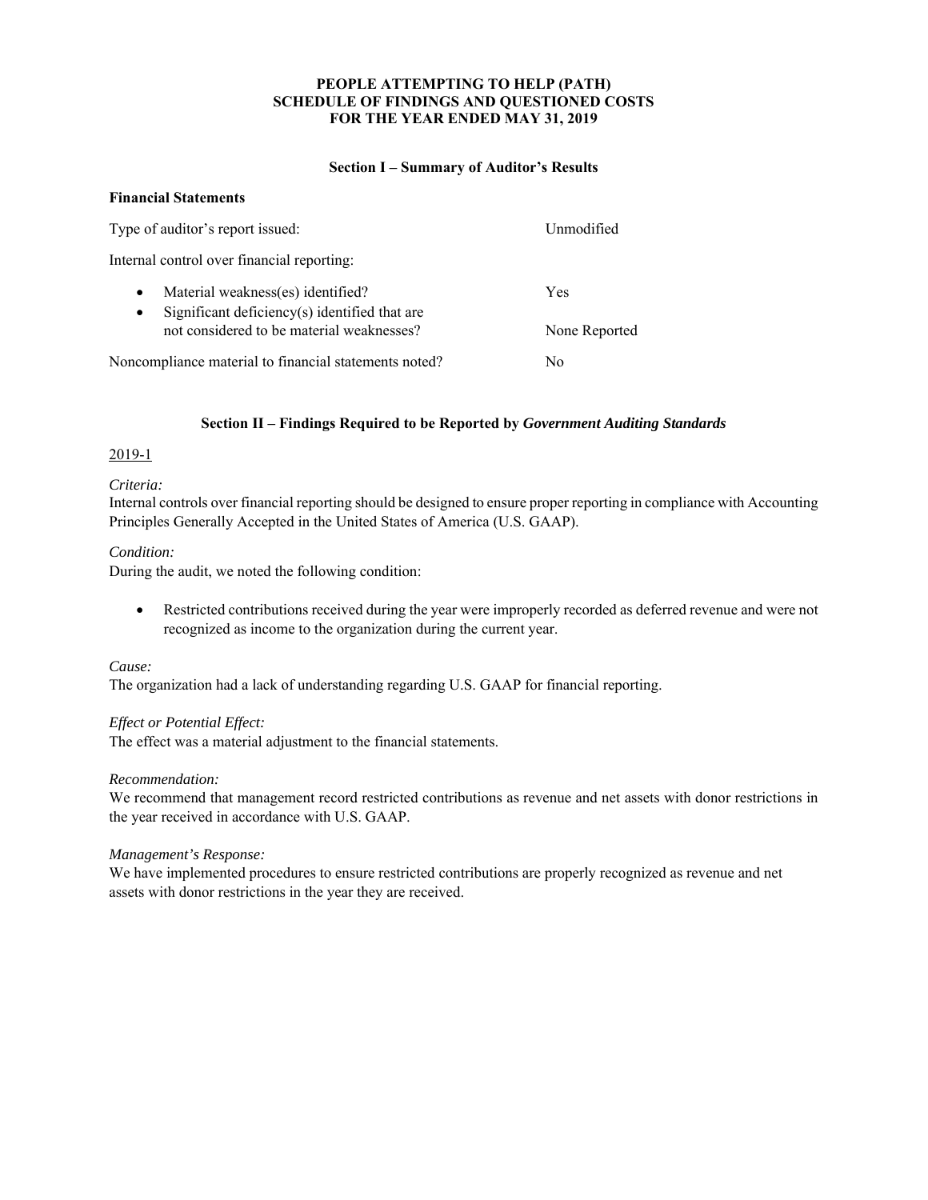# PEOPLE ATTEMPTING TO HELP (PATH)
# SCHEDULE OF FINDINGS AND QUESTIONED COSTS
# FOR THE YEAR ENDED MAY 31, 2019

## Section I – Summary of Auditor's Results

**Financial Statements**

| | |
|---|---|
| Type of auditor's report issued: | Unmodified |
| Internal control over financial reporting: | |
| • Material weakness(es) identified? | Yes |
| • Significant deficiency(s) identified that are not considered to be material weaknesses? | None Reported |
| Noncompliance material to financial statements noted? | No |

## Section II – Findings Required to be Reported by *Government Auditing Standards*

2019-1

*Criteria:*
Internal controls over financial reporting should be designed to ensure proper reporting in compliance with Accounting Principles Generally Accepted in the United States of America (U.S. GAAP).

*Condition:*
During the audit, we noted the following condition:

- Restricted contributions received during the year were improperly recorded as deferred revenue and were not recognized as income to the organization during the current year.

*Cause:*
The organization had a lack of understanding regarding U.S. GAAP for financial reporting.

*Effect or Potential Effect:*
The effect was a material adjustment to the financial statements.

*Recommendation:*
We recommend that management record restricted contributions as revenue and net assets with donor restrictions in the year received in accordance with U.S. GAAP.

*Management's Response:*
We have implemented procedures to ensure restricted contributions are properly recognized as revenue and net assets with donor restrictions in the year they are received.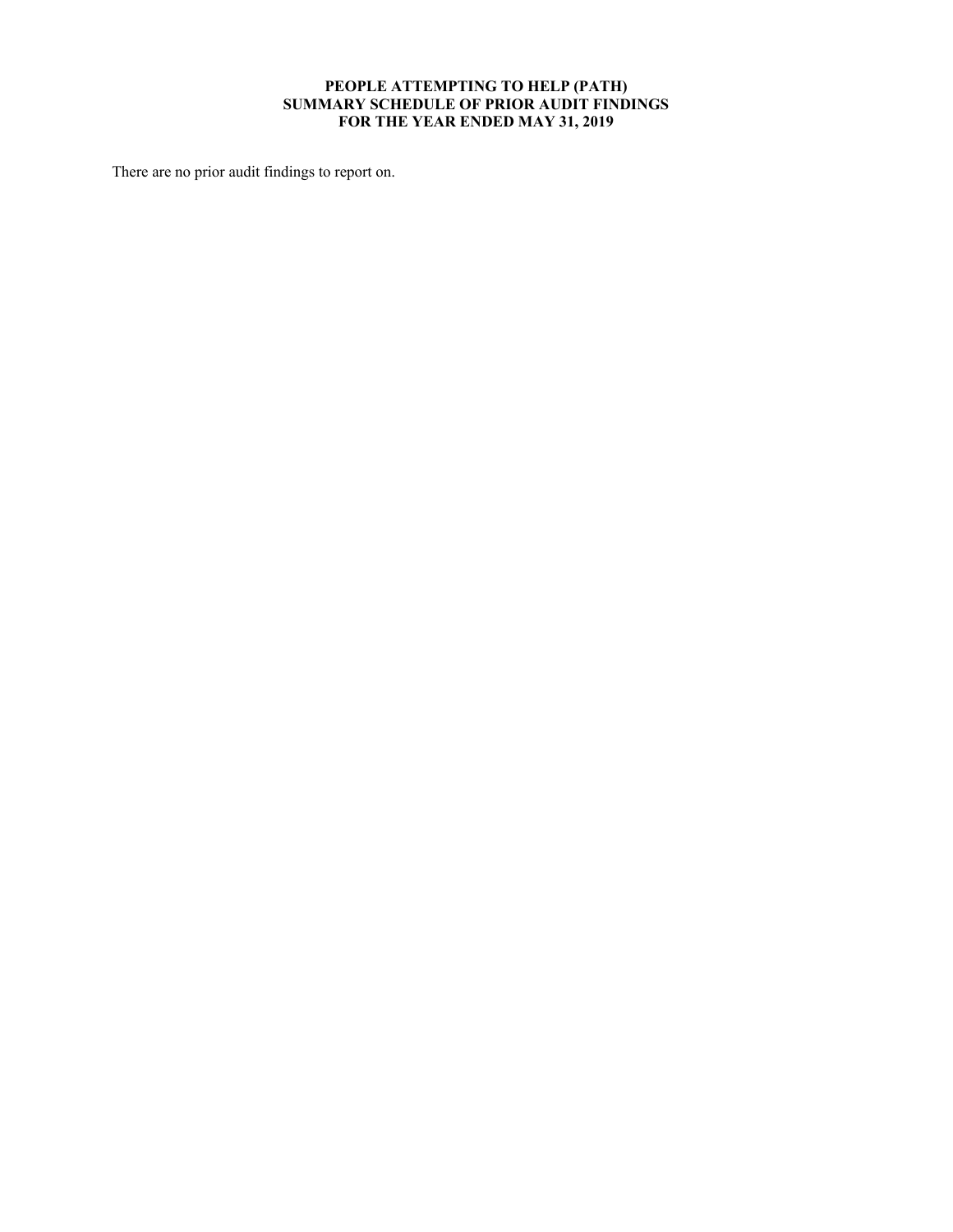# PEOPLE ATTEMPTING TO HELP (PATH)
# SUMMARY SCHEDULE OF PRIOR AUDIT FINDINGS
# FOR THE YEAR ENDED MAY 31, 2019

There are no prior audit findings to report on.